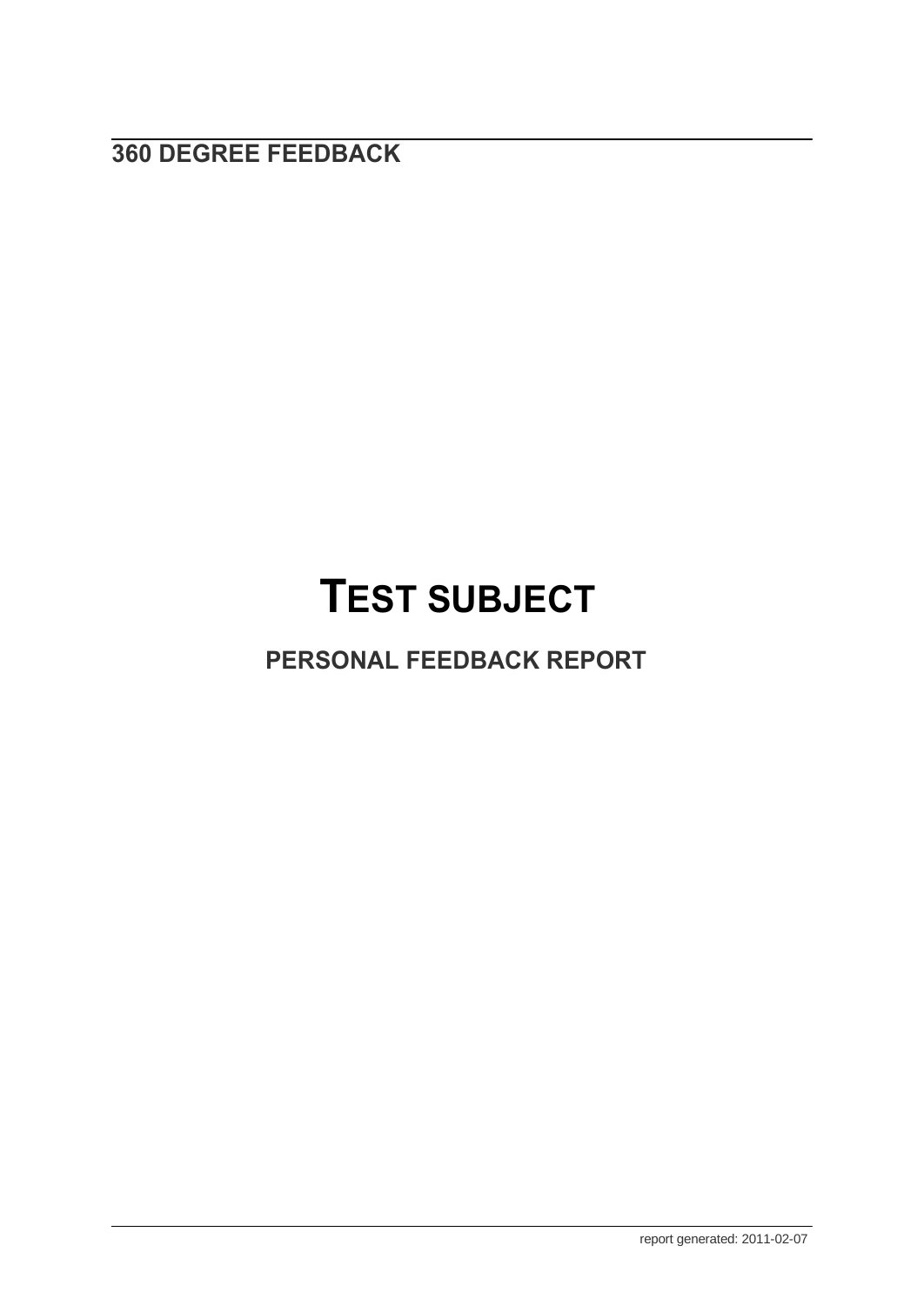## 360 DEGREE FEEDBACK

# TEST SUBJECT

## PERSONAL FEEDBACK REPORT

report generated: 2011-02-07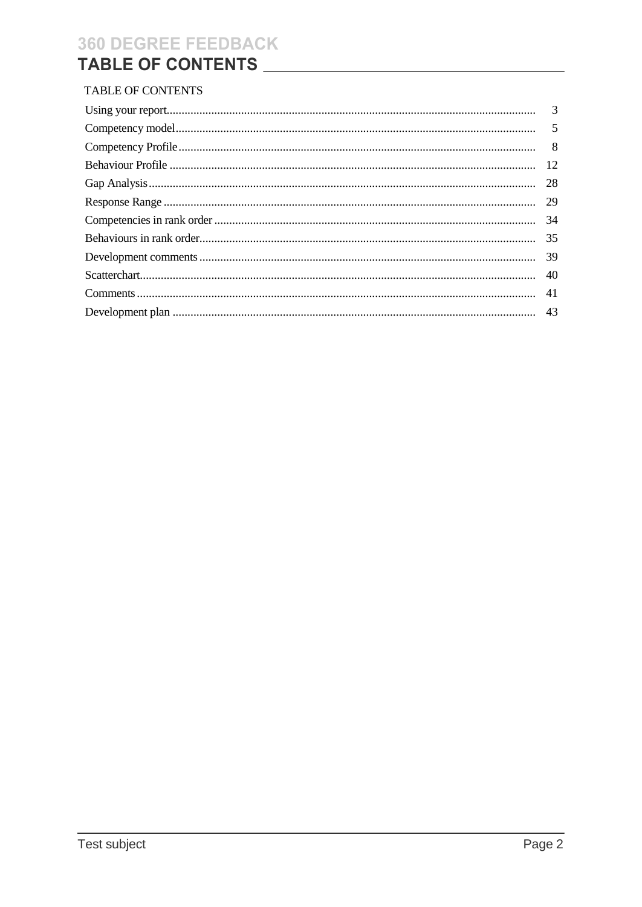# 360 DEGREE FEEDBACK

## TABLE OF CONTENTS

TABLE OF CONTENTS

| | |
|---|---|
| Using your report | 3 |
| Competency model | 5 |
| Competency Profile | 8 |
| Behaviour Profile | 12 |
| Gap Analysis | 28 |
| Response Range | 29 |
| Competencies in rank order | 34 |
| Behaviours in rank order | 35 |
| Development comments | 39 |
| Scatterchart | 40 |
| Comments | 41 |
| Development plan | 43 |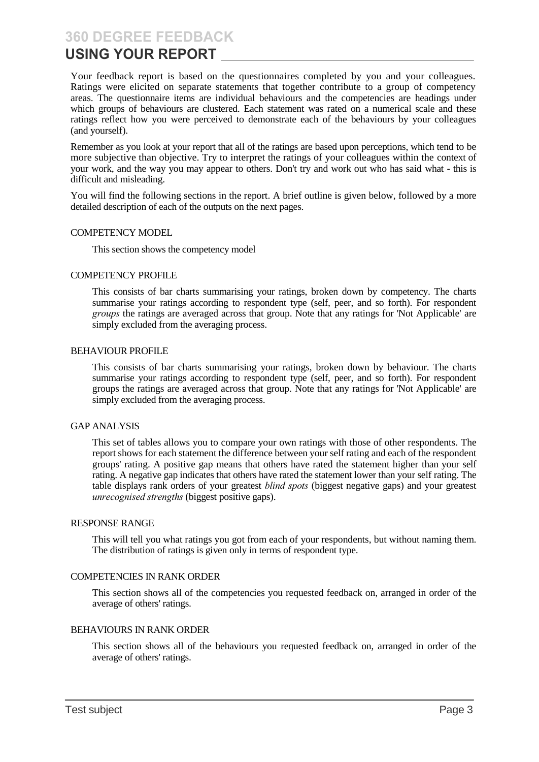# 360 DEGREE FEEDBACK

## USING YOUR REPORT

Your feedback report is based on the questionnaires completed by you and your colleagues. Ratings were elicited on separate statements that together contribute to a group of competency areas. The questionnaire items are individual behaviours and the competencies are headings under which groups of behaviours are clustered. Each statement was rated on a numerical scale and these ratings reflect how you were perceived to demonstrate each of the behaviours by your colleagues (and yourself).

Remember as you look at your report that all of the ratings are based upon perceptions, which tend to be more subjective than objective. Try to interpret the ratings of your colleagues within the context of your work, and the way you may appear to others. Don't try and work out who has said what - this is difficult and misleading.

You will find the following sections in the report. A brief outline is given below, followed by a more detailed description of each of the outputs on the next pages.

### COMPETENCY MODEL

This section shows the competency model

### COMPETENCY PROFILE

This consists of bar charts summarising your ratings, broken down by competency. The charts summarise your ratings according to respondent type (self, peer, and so forth). For respondent *groups* the ratings are averaged across that group. Note that any ratings for 'Not Applicable' are simply excluded from the averaging process.

### BEHAVIOUR PROFILE

This consists of bar charts summarising your ratings, broken down by behaviour. The charts summarise your ratings according to respondent type (self, peer, and so forth). For respondent groups the ratings are averaged across that group. Note that any ratings for 'Not Applicable' are simply excluded from the averaging process.

### GAP ANALYSIS

This set of tables allows you to compare your own ratings with those of other respondents. The report shows for each statement the difference between your self rating and each of the respondent groups' rating. A positive gap means that others have rated the statement higher than your self rating. A negative gap indicates that others have rated the statement lower than your self rating. The table displays rank orders of your greatest *blind spots* (biggest negative gaps) and your greatest *unrecognised strengths* (biggest positive gaps).

### RESPONSE RANGE

This will tell you what ratings you got from each of your respondents, but without naming them. The distribution of ratings is given only in terms of respondent type.

### COMPETENCIES IN RANK ORDER

This section shows all of the competencies you requested feedback on, arranged in order of the average of others' ratings.

### BEHAVIOURS IN RANK ORDER

This section shows all of the behaviours you requested feedback on, arranged in order of the average of others' ratings.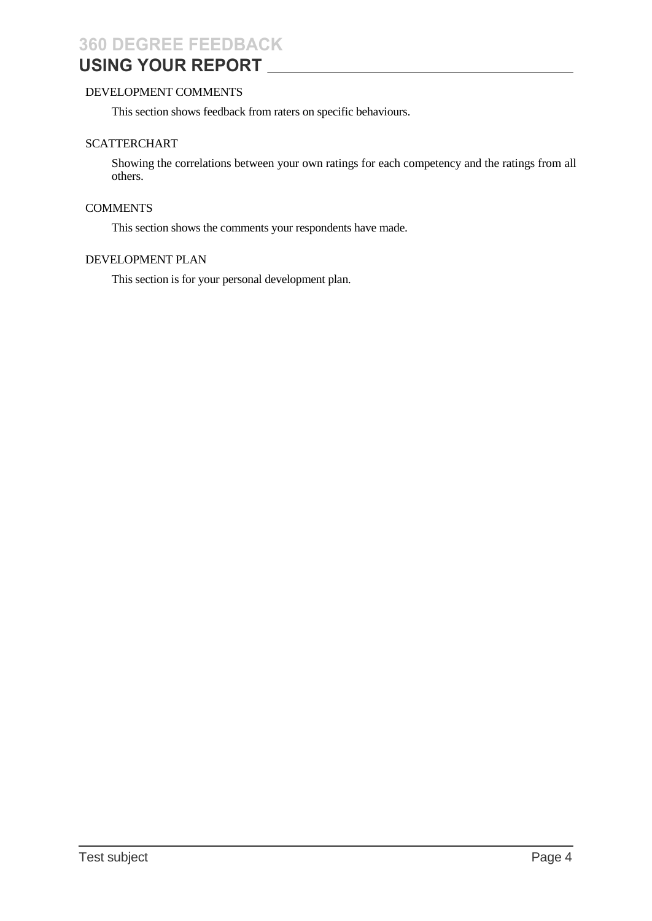# 360 DEGREE FEEDBACK

## USING YOUR REPORT

DEVELOPMENT COMMENTS

This section shows feedback from raters on specific behaviours.

SCATTERCHART

Showing the correlations between your own ratings for each competency and the ratings from all others.

COMMENTS

This section shows the comments your respondents have made.

DEVELOPMENT PLAN

This section is for your personal development plan.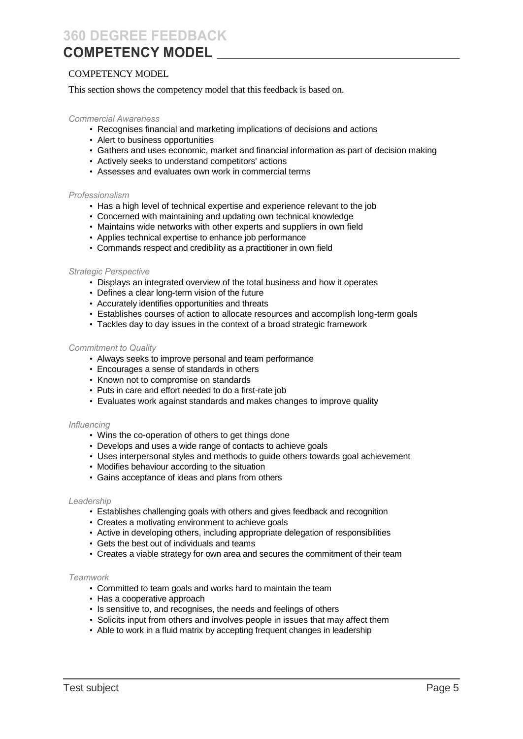# 360 DEGREE FEEDBACK
## COMPETENCY MODEL

COMPETENCY MODEL

This section shows the competency model that this feedback is based on.

*Commercial Awareness*

- Recognises financial and marketing implications of decisions and actions
- Alert to business opportunities
- Gathers and uses economic, market and financial information as part of decision making
- Actively seeks to understand competitors' actions
- Assesses and evaluates own work in commercial terms

*Professionalism*

- Has a high level of technical expertise and experience relevant to the job
- Concerned with maintaining and updating own technical knowledge
- Maintains wide networks with other experts and suppliers in own field
- Applies technical expertise to enhance job performance
- Commands respect and credibility as a practitioner in own field

*Strategic Perspective*

- Displays an integrated overview of the total business and how it operates
- Defines a clear long-term vision of the future
- Accurately identifies opportunities and threats
- Establishes courses of action to allocate resources and accomplish long-term goals
- Tackles day to day issues in the context of a broad strategic framework

*Commitment to Quality*

- Always seeks to improve personal and team performance
- Encourages a sense of standards in others
- Known not to compromise on standards
- Puts in care and effort needed to do a first-rate job
- Evaluates work against standards and makes changes to improve quality

*Influencing*

- Wins the co-operation of others to get things done
- Develops and uses a wide range of contacts to achieve goals
- Uses interpersonal styles and methods to guide others towards goal achievement
- Modifies behaviour according to the situation
- Gains acceptance of ideas and plans from others

*Leadership*

- Establishes challenging goals with others and gives feedback and recognition
- Creates a motivating environment to achieve goals
- Active in developing others, including appropriate delegation of responsibilities
- Gets the best out of individuals and teams
- Creates a viable strategy for own area and secures the commitment of their team

*Teamwork*

- Committed to team goals and works hard to maintain the team
- Has a cooperative approach
- Is sensitive to, and recognises, the needs and feelings of others
- Solicits input from others and involves people in issues that may affect them
- Able to work in a fluid matrix by accepting frequent changes in leadership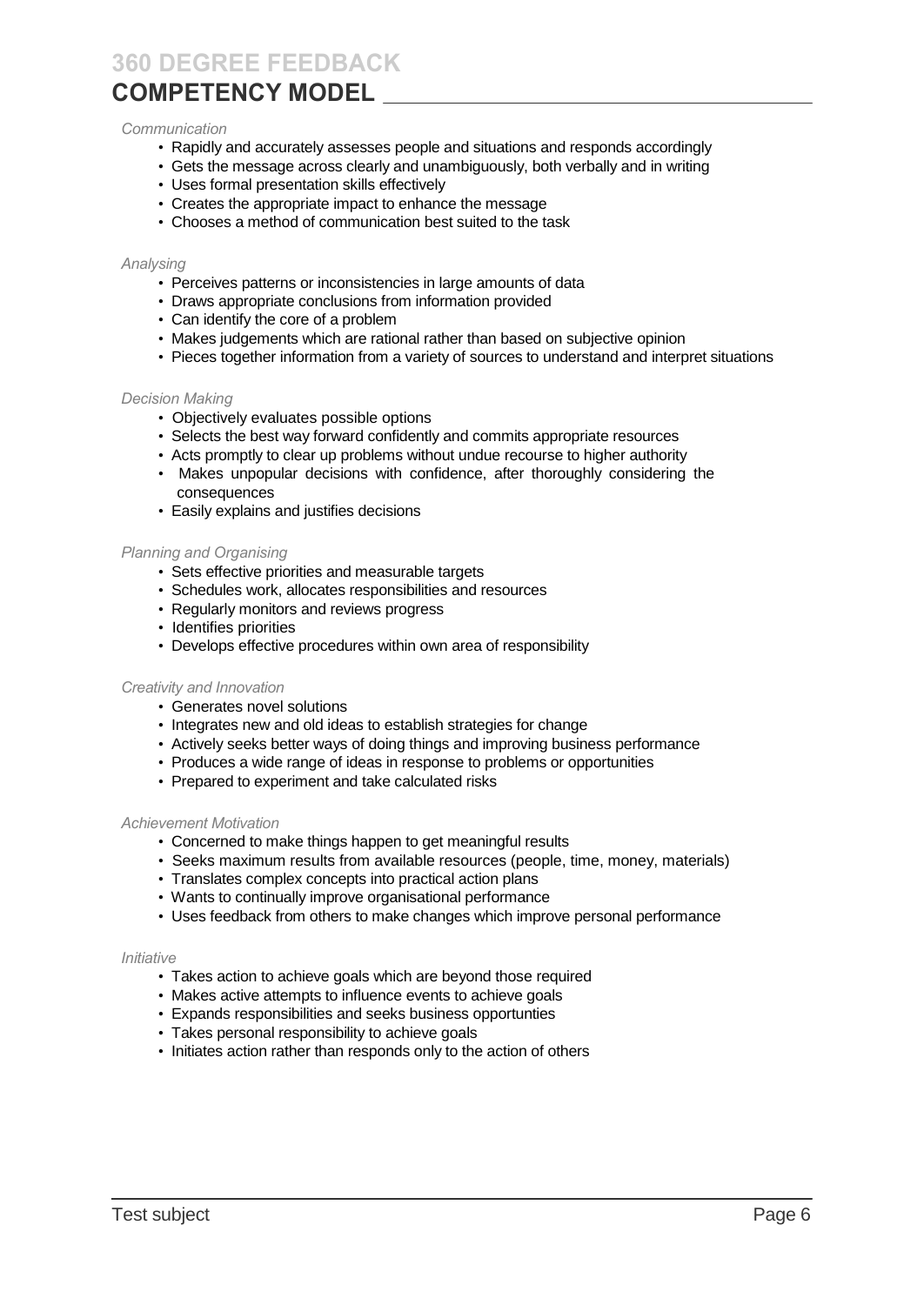# 360 DEGREE FEEDBACK

## COMPETENCY MODEL

*Communication*

- Rapidly and accurately assesses people and situations and responds accordingly
- Gets the message across clearly and unambiguously, both verbally and in writing
- Uses formal presentation skills effectively
- Creates the appropriate impact to enhance the message
- Chooses a method of communication best suited to the task

*Analysing*

- Perceives patterns or inconsistencies in large amounts of data
- Draws appropriate conclusions from information provided
- Can identify the core of a problem
- Makes judgements which are rational rather than based on subjective opinion
- Pieces together information from a variety of sources to understand and interpret situations

*Decision Making*

- Objectively evaluates possible options
- Selects the best way forward confidently and commits appropriate resources
- Acts promptly to clear up problems without undue recourse to higher authority
- Makes unpopular decisions with confidence, after thoroughly considering the consequences
- Easily explains and justifies decisions

*Planning and Organising*

- Sets effective priorities and measurable targets
- Schedules work, allocates responsibilities and resources
- Regularly monitors and reviews progress
- Identifies priorities
- Develops effective procedures within own area of responsibility

*Creativity and Innovation*

- Generates novel solutions
- Integrates new and old ideas to establish strategies for change
- Actively seeks better ways of doing things and improving business performance
- Produces a wide range of ideas in response to problems or opportunities
- Prepared to experiment and take calculated risks

*Achievement Motivation*

- Concerned to make things happen to get meaningful results
- Seeks maximum results from available resources (people, time, money, materials)
- Translates complex concepts into practical action plans
- Wants to continually improve organisational performance
- Uses feedback from others to make changes which improve personal performance

*Initiative*

- Takes action to achieve goals which are beyond those required
- Makes active attempts to influence events to achieve goals
- Expands responsibilities and seeks business opportunties
- Takes personal responsibility to achieve goals
- Initiates action rather than responds only to the action of others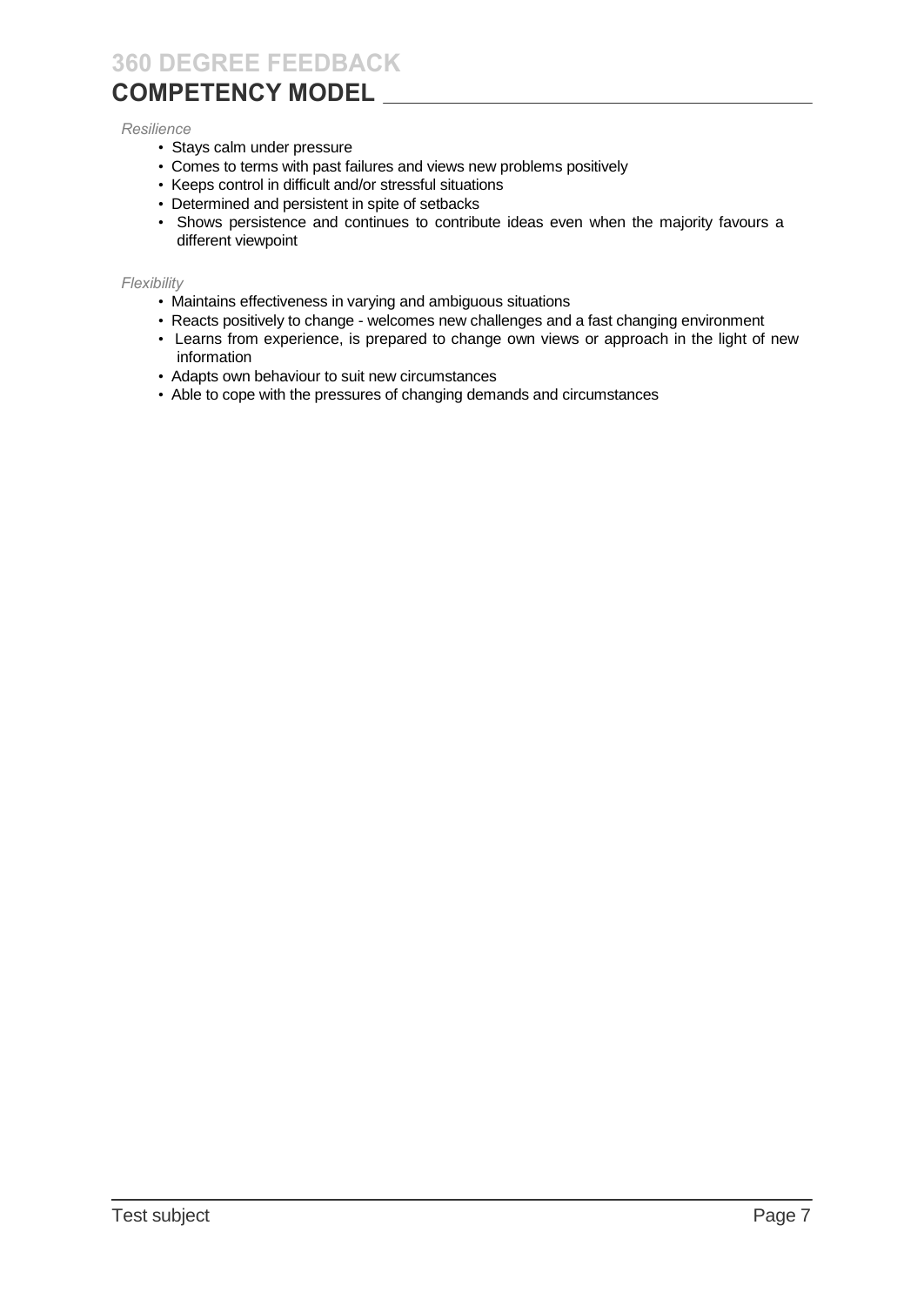# 360 DEGREE FEEDBACK

## COMPETENCY MODEL

*Resilience*

- Stays calm under pressure
- Comes to terms with past failures and views new problems positively
- Keeps control in difficult and/or stressful situations
- Determined and persistent in spite of setbacks
- Shows persistence and continues to contribute ideas even when the majority favours a different viewpoint

*Flexibility*

- Maintains effectiveness in varying and ambiguous situations
- Reacts positively to change - welcomes new challenges and a fast changing environment
- Learns from experience, is prepared to change own views or approach in the light of new information
- Adapts own behaviour to suit new circumstances
- Able to cope with the pressures of changing demands and circumstances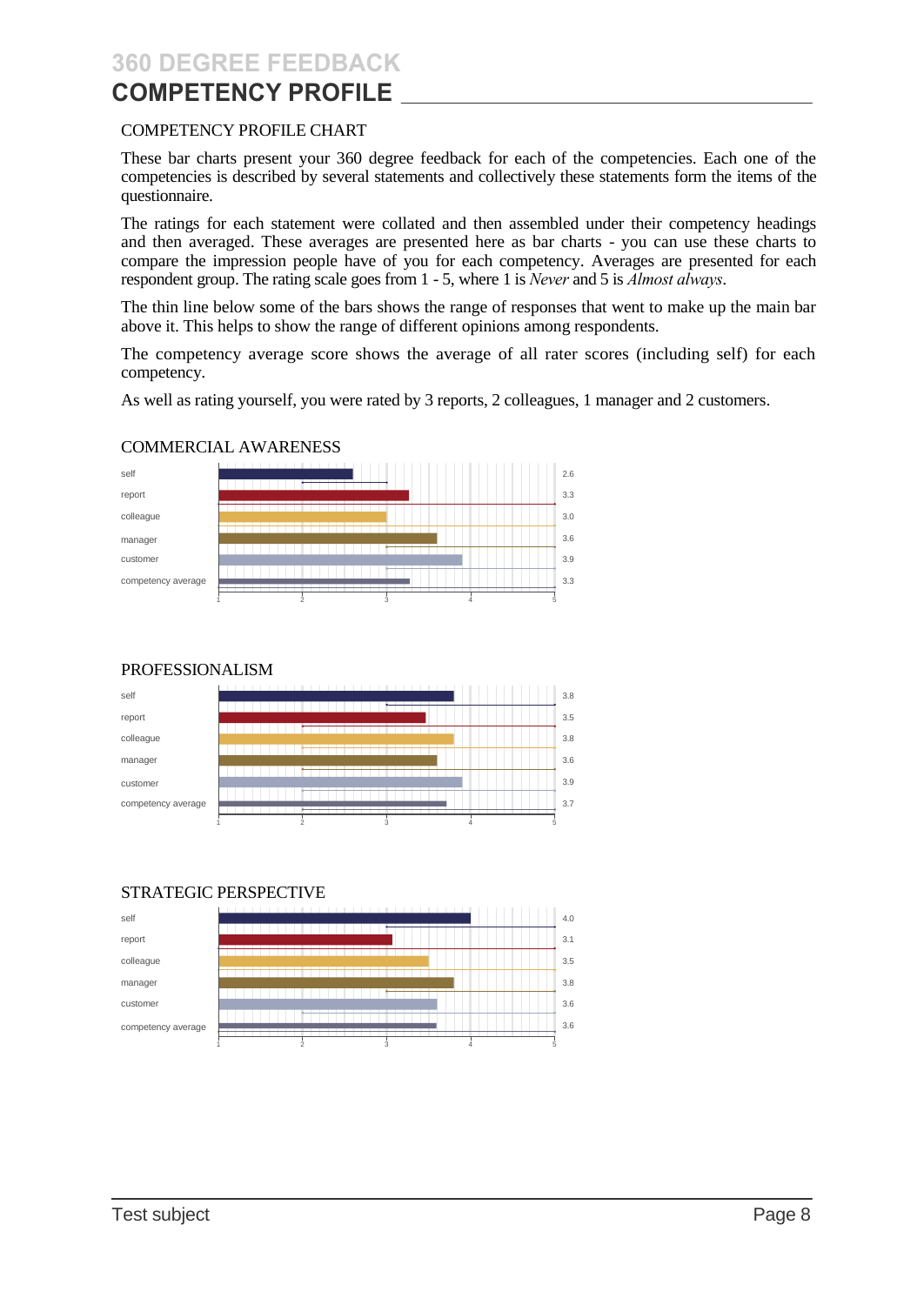# 360 DEGREE FEEDBACK

## COMPETENCY PROFILE

COMPETENCY PROFILE CHART

These bar charts present your 360 degree feedback for each of the competencies. Each one of the competencies is described by several statements and collectively these statements form the items of the questionnaire.

The ratings for each statement were collated and then assembled under their competency headings and then averaged. These averages are presented here as bar charts - you can use these charts to compare the impression people have of you for each competency. Averages are presented for each respondent group. The rating scale goes from 1 - 5, where 1 is *Never* and 5 is *Almost always*.

The thin line below some of the bars shows the range of responses that went to make up the main bar above it. This helps to show the range of different opinions among respondents.

The competency average score shows the average of all rater scores (including self) for each competency.

As well as rating yourself, you were rated by 3 reports, 2 colleagues, 1 manager and 2 customers.

### COMMERCIAL AWARENESS

| Group | Score |
|---|---|
| self | 2.6 |
| report | 3.3 |
| colleague | 3.0 |
| manager | 3.6 |
| customer | 3.9 |
| competency average | 3.3 |

### PROFESSIONALISM

| Group | Score |
|---|---|
| self | 3.8 |
| report | 3.5 |
| colleague | 3.8 |
| manager | 3.6 |
| customer | 3.9 |
| competency average | 3.7 |

### STRATEGIC PERSPECTIVE

| Group | Score |
|---|---|
| self | 4.0 |
| report | 3.1 |
| colleague | 3.5 |
| manager | 3.8 |
| customer | 3.6 |
| competency average | 3.6 |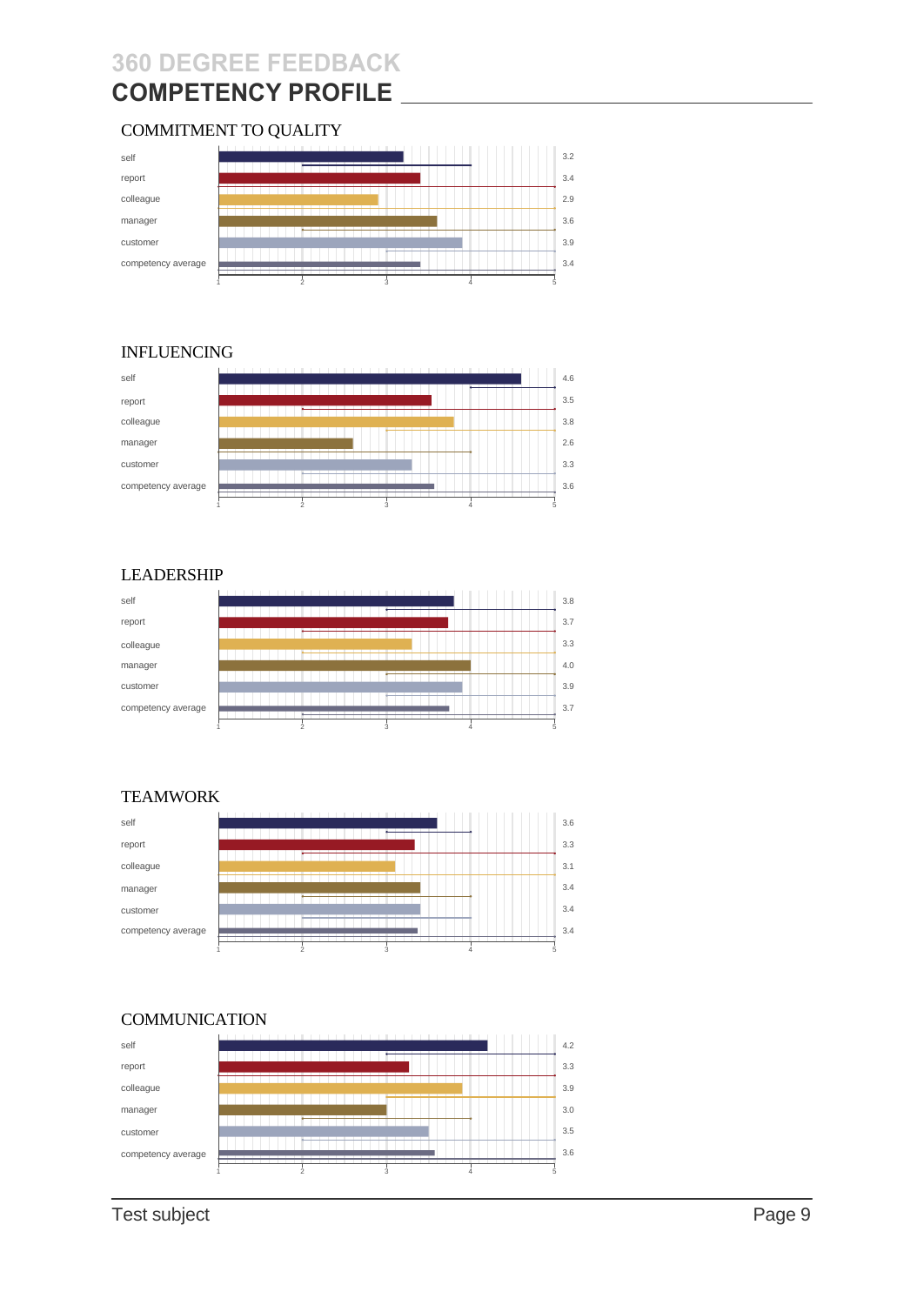# 360 DEGREE FEEDBACK

# COMPETENCY PROFILE

## COMMITMENT TO QUALITY

| Rater | Score |
|---|---|
| self | 3.2 |
| report | 3.4 |
| colleague | 2.9 |
| manager | 3.6 |
| customer | 3.9 |
| competency average | 3.4 |

## INFLUENCING

| Rater | Score |
|---|---|
| self | 4.6 |
| report | 3.5 |
| colleague | 3.8 |
| manager | 2.6 |
| customer | 3.3 |
| competency average | 3.6 |

## LEADERSHIP

| Rater | Score |
|---|---|
| self | 3.8 |
| report | 3.7 |
| colleague | 3.3 |
| manager | 4.0 |
| customer | 3.9 |
| competency average | 3.7 |

## TEAMWORK

| Rater | Score |
|---|---|
| self | 3.6 |
| report | 3.3 |
| colleague | 3.1 |
| manager | 3.4 |
| customer | 3.4 |
| competency average | 3.4 |

## COMMUNICATION

| Rater | Score |
|---|---|
| self | 4.2 |
| report | 3.3 |
| colleague | 3.9 |
| manager | 3.0 |
| customer | 3.5 |
| competency average | 3.6 |

Test subject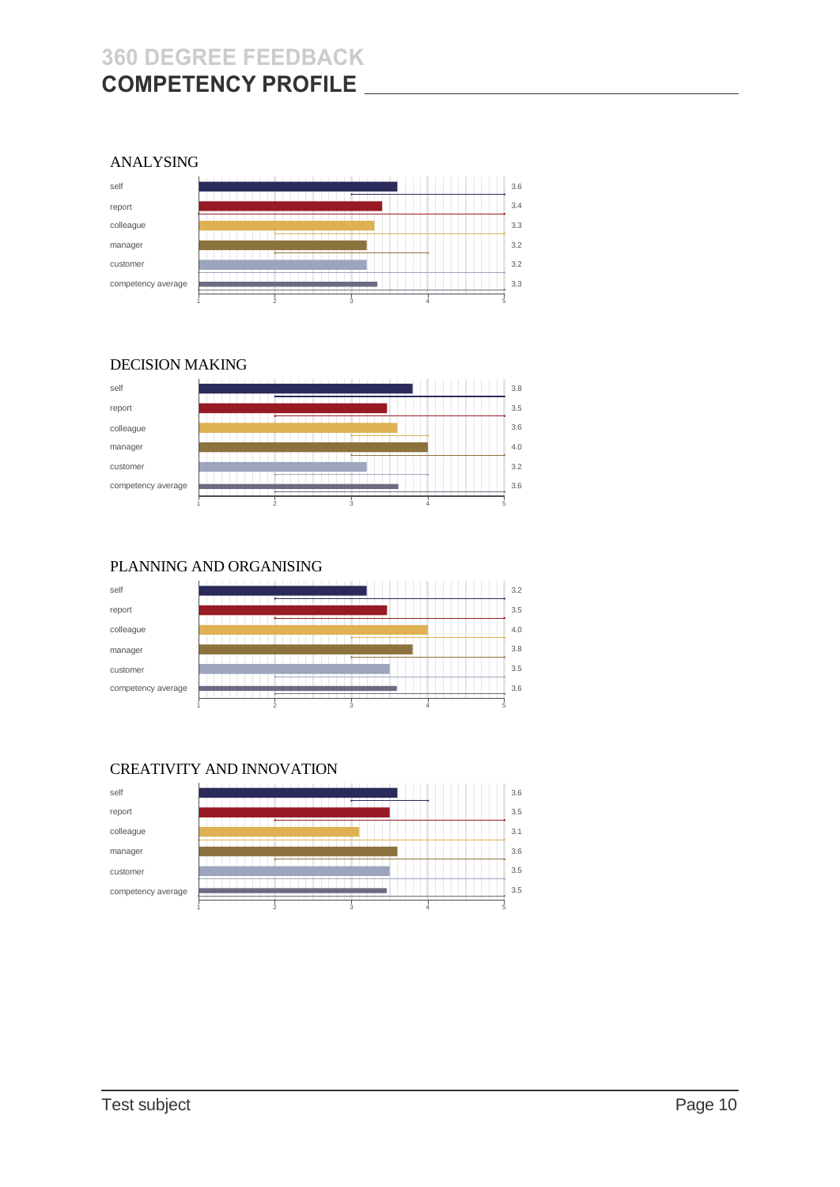# 360 DEGREE FEEDBACK
# COMPETENCY PROFILE

## ANALYSING

self
report
colleague
manager
customer
competency average

3.6
3.4
3.3
3.2
3.2
3.3

1 2 3 4 5

## DECISION MAKING

self
report
colleague
manager
customer
competency average

3.8
3.5
3.6
4.0
3.2
3.6

1 2 3 4 5

## PLANNING AND ORGANISING

self
report
colleague
manager
customer
competency average

3.2
3.5
4.0
3.8
3.5
3.6

1 2 3 4 5

## CREATIVITY AND INNOVATION

self
report
colleague
manager
customer
competency average

3.6
3.5
3.1
3.6
3.5
3.5

1 2 3 4 5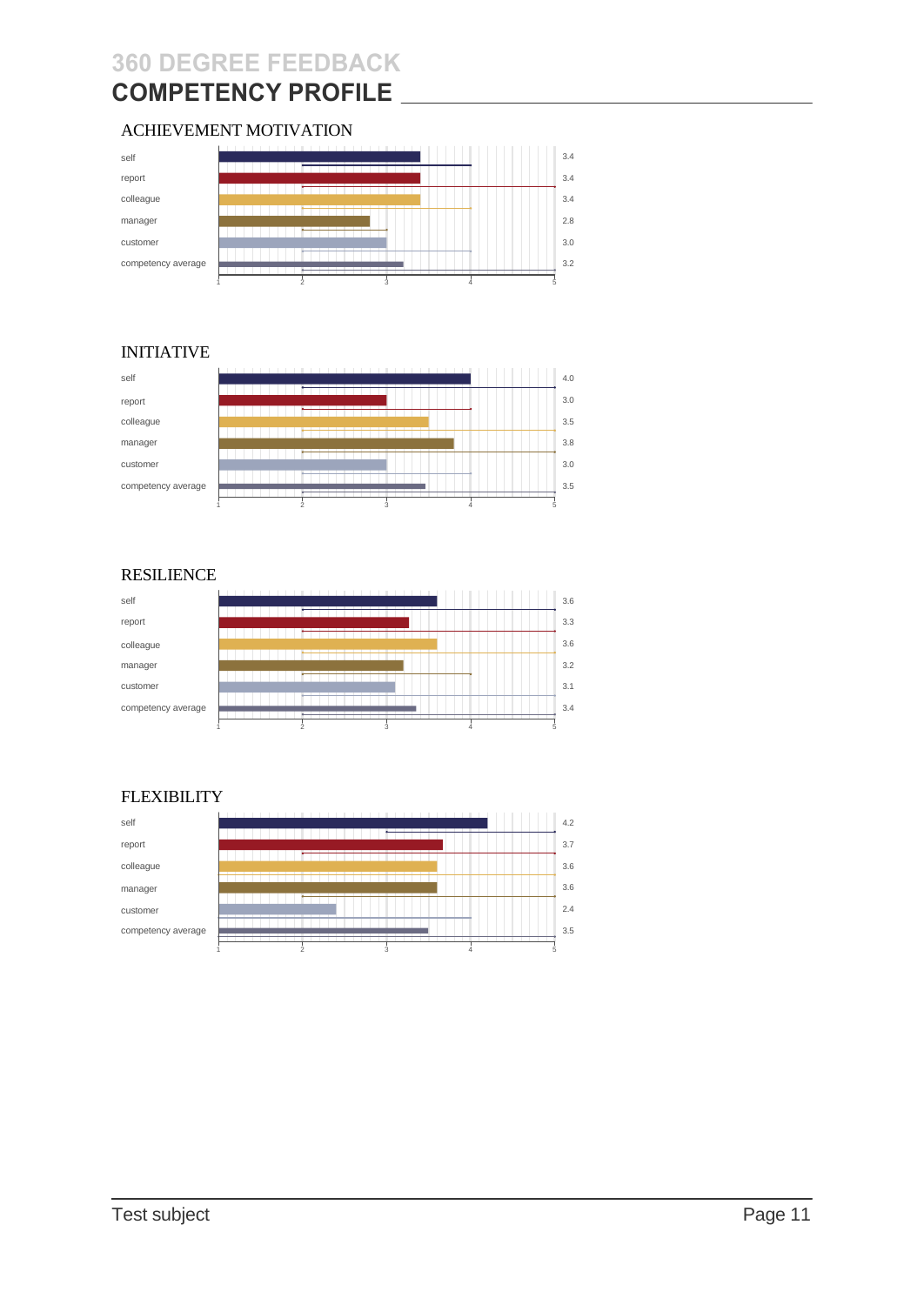# 360 DEGREE FEEDBACK
# COMPETENCY PROFILE

## ACHIEVEMENT MOTIVATION

self
report
colleague
manager
customer
competency average

3.4
3.4
3.4
2.8
3.0
3.2

1 2 3 4 5

## INITIATIVE

self
report
colleague
manager
customer
competency average

4.0
3.0
3.5
3.8
3.0
3.5

1 2 3 4 5

## RESILIENCE

self
report
colleague
manager
customer
competency average

3.6
3.3
3.6
3.2
3.1
3.4

1 2 3 4 5

## FLEXIBILITY

self
report
colleague
manager
customer
competency average

4.2
3.7
3.6
3.6
2.4
3.5

1 2 3 4 5

Test subject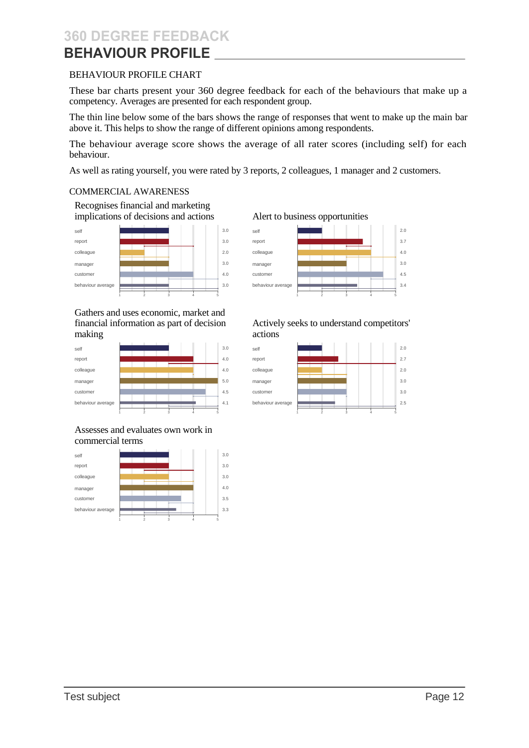# 360 DEGREE FEEDBACK
# BEHAVIOUR PROFILE

BEHAVIOUR PROFILE CHART

These bar charts present your 360 degree feedback for each of the behaviours that make up a competency. Averages are presented for each respondent group.

The thin line below some of the bars shows the range of responses that went to make up the main bar above it. This helps to show the range of different opinions among respondents.

The behaviour average score shows the average of all rater scores (including self) for each behaviour.

As well as rating yourself, you were rated by 3 reports, 2 colleagues, 1 manager and 2 customers.

COMMERCIAL AWARENESS

### Recognises financial and marketing implications of decisions and actions

self 3.0
report 3.0
colleague 2.0
manager 3.0
customer 4.0
behaviour average 3.0

1 2 3 4 5

### Alert to business opportunities

self 2.0
report 3.7
colleague 4.0
manager 3.0
customer 4.5
behaviour average 3.4

1 2 3 4 5

### Gathers and uses economic, market and financial information as part of decision making

self 3.0
report 4.0
colleague 4.0
manager 5.0
customer 4.5
behaviour average 4.1

1 2 3 4 5

### Actively seeks to understand competitors' actions

self 2.0
report 2.7
colleague 2.0
manager 3.0
customer 3.0
behaviour average 2.5

1 2 3 4 5

### Assesses and evaluates own work in commercial terms

self 3.0
report 3.0
colleague 3.0
manager 4.0
customer 3.5
behaviour average 3.3

1 2 3 4 5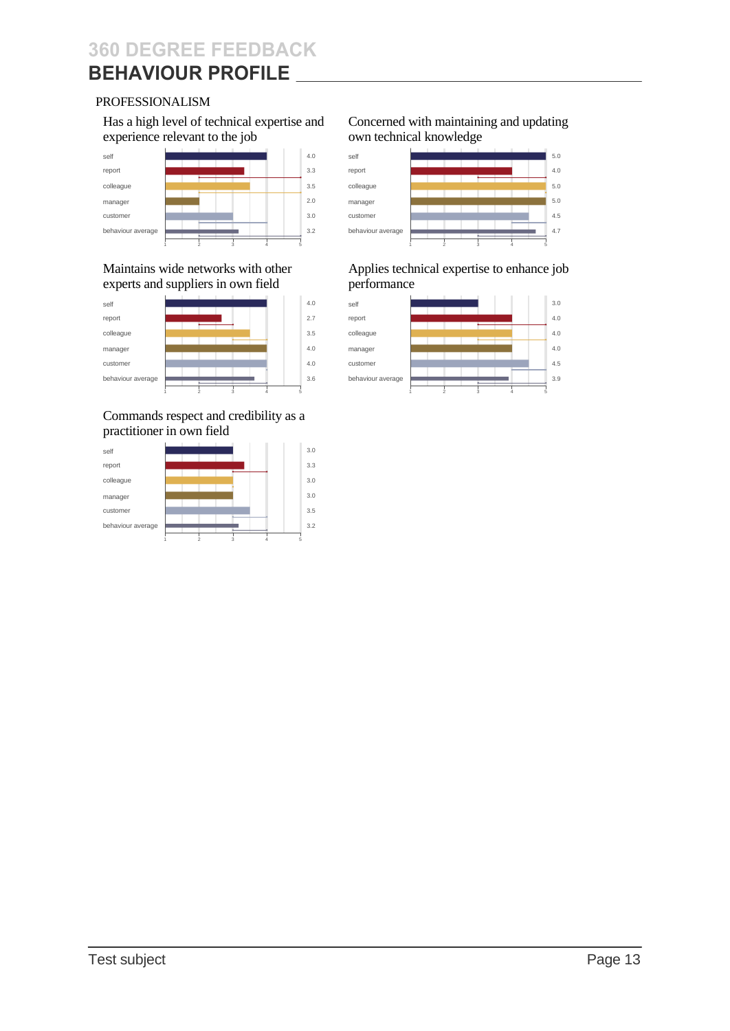# 360 DEGREE FEEDBACK

# BEHAVIOUR PROFILE

## PROFESSIONALISM

### Has a high level of technical expertise and experience relevant to the job

self 4.0
report 3.3
colleague 3.5
manager 2.0
customer 3.0
behaviour average 3.2

1 2 3 4 5

### Concerned with maintaining and updating own technical knowledge

self 5.0
report 4.0
colleague 5.0
manager 5.0
customer 4.5
behaviour average 4.7

1 2 3 4 5

### Maintains wide networks with other experts and suppliers in own field

self 4.0
report 2.7
colleague 3.5
manager 4.0
customer 4.0
behaviour average 3.6

1 2 3 4 5

### Applies technical expertise to enhance job performance

self 3.0
report 4.0
colleague 4.0
manager 4.0
customer 4.5
behaviour average 3.9

1 2 3 4 5

### Commands respect and credibility as a practitioner in own field

self 3.0
report 3.3
colleague 3.0
manager 3.0
customer 3.5
behaviour average 3.2

1 2 3 4 5

Test subject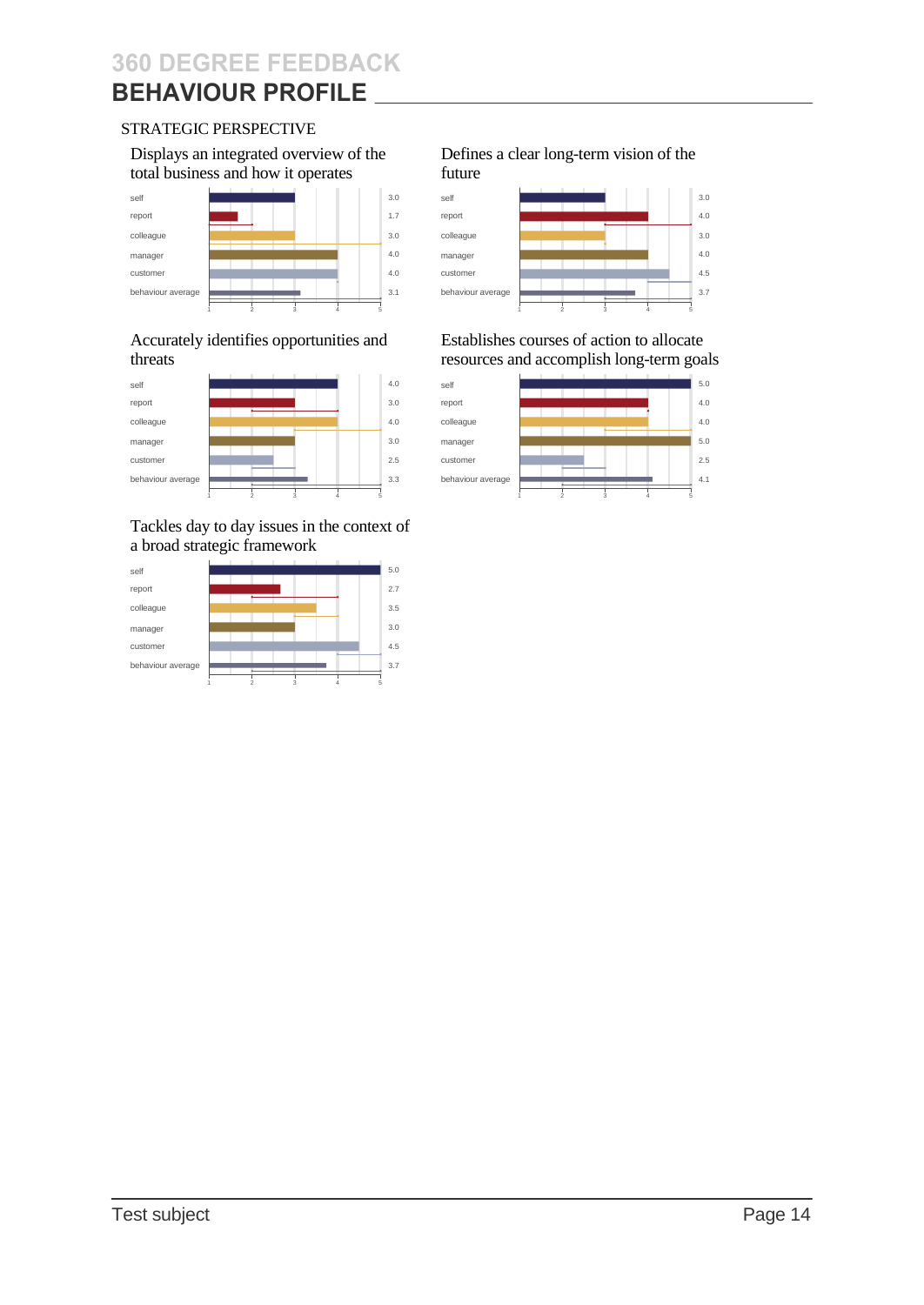# 360 DEGREE FEEDBACK

# BEHAVIOUR PROFILE

## STRATEGIC PERSPECTIVE

### Displays an integrated overview of the total business and how it operates

self 3.0
report 1.7
colleague 3.0
manager 4.0
customer 4.0
behaviour average 3.1
1 2 3 4 5

### Defines a clear long-term vision of the future

self 3.0
report 4.0
colleague 3.0
manager 4.0
customer 4.5
behaviour average 3.7
1 2 3 4 5

### Accurately identifies opportunities and threats

self 4.0
report 3.0
colleague 4.0
manager 3.0
customer 2.5
behaviour average 3.3
1 2 3 4 5

### Establishes courses of action to allocate resources and accomplish long-term goals

self 5.0
report 4.0
colleague 4.0
manager 5.0
customer 2.5
behaviour average 4.1
1 2 3 4 5

### Tackles day to day issues in the context of a broad strategic framework

self 5.0
report 2.7
colleague 3.5
manager 3.0
customer 4.5
behaviour average 3.7
1 2 3 4 5

Test subject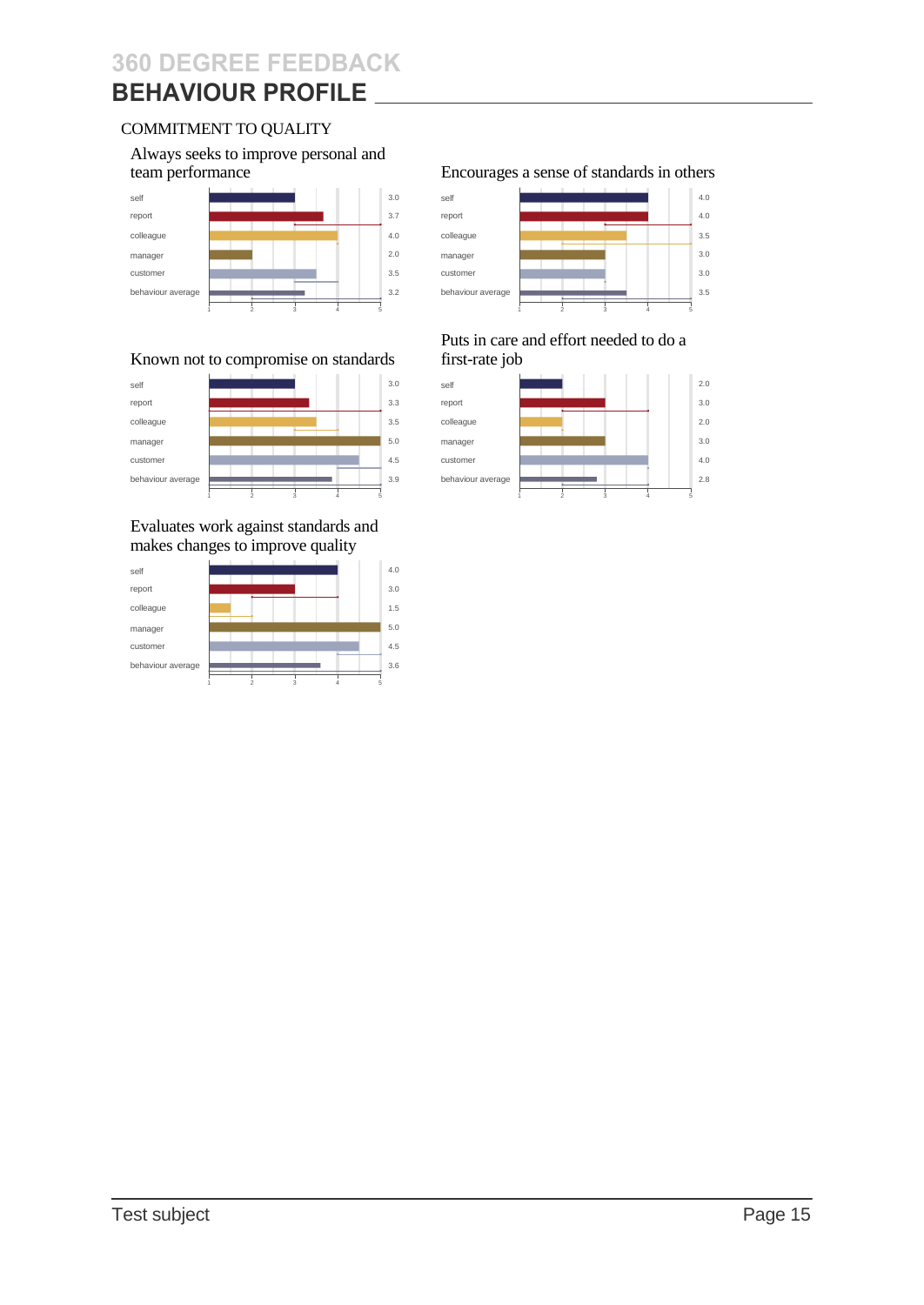# 360 DEGREE FEEDBACK
# BEHAVIOUR PROFILE

## COMMITMENT TO QUALITY

### Always seeks to improve personal and team performance

self
report
colleague
manager
customer
behaviour average

3.0
3.7
4.0
2.0
3.5
3.2

1 2 3 4 5

### Encourages a sense of standards in others

self
report
colleague
manager
customer
behaviour average

4.0
4.0
3.5
3.0
3.0
3.5

1 2 3 4 5

### Known not to compromise on standards

self
report
colleague
manager
customer
behaviour average

3.0
3.3
3.5
5.0
4.5
3.9

1 2 3 4 5

### Puts in care and effort needed to do a first-rate job

self
report
colleague
manager
customer
behaviour average

2.0
3.0
2.0
3.0
4.0
2.8

1 2 3 4 5

### Evaluates work against standards and makes changes to improve quality

self
report
colleague
manager
customer
behaviour average

4.0
3.0
1.5
5.0
4.5
3.6

1 2 3 4 5

Test subject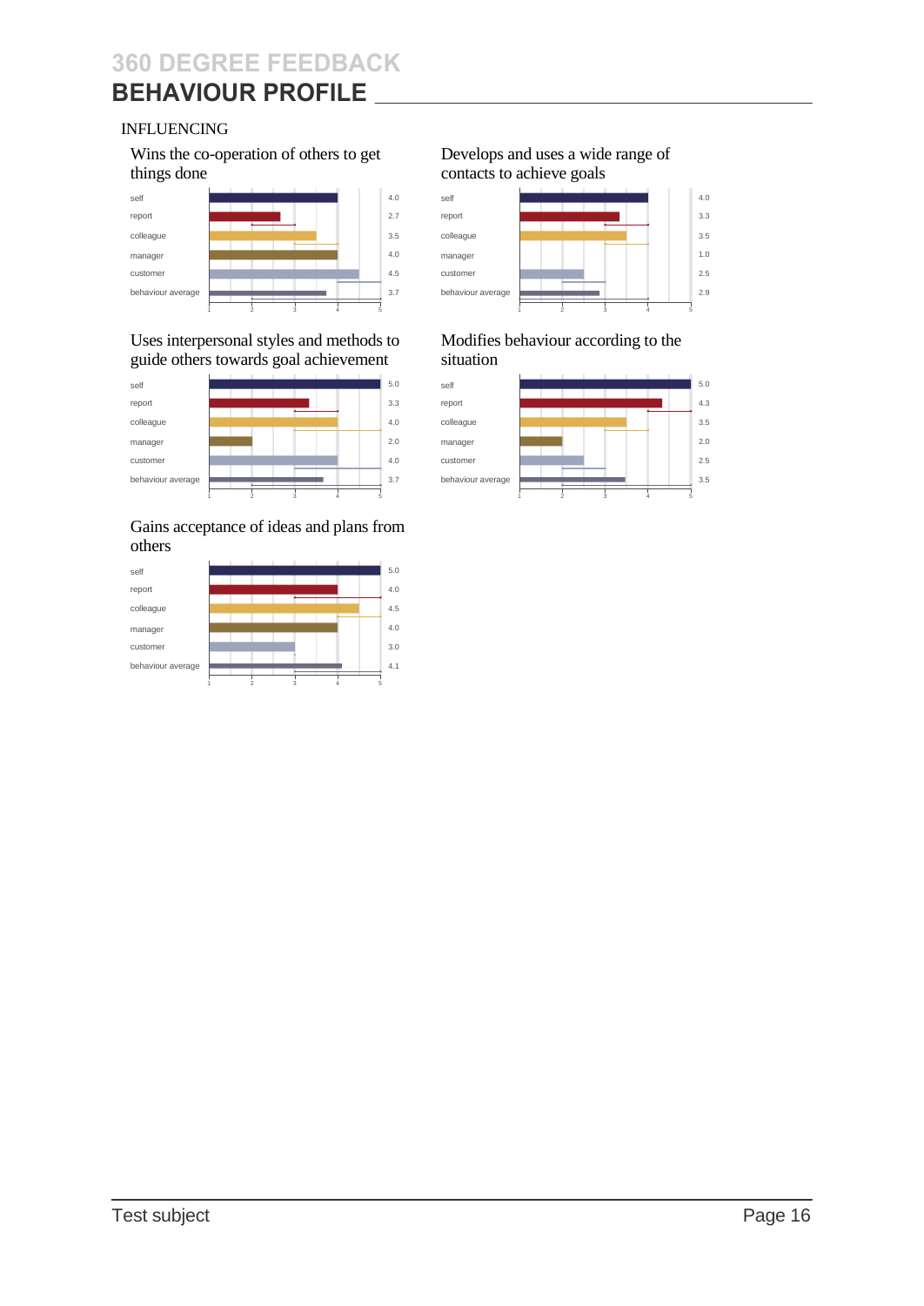# 360 DEGREE FEEDBACK
# BEHAVIOUR PROFILE

## INFLUENCING

### Wins the co-operation of others to get things done

self 4.0
report 2.7
colleague 3.5
manager 4.0
customer 4.5
behaviour average 3.7

1 2 3 4 5

### Develops and uses a wide range of contacts to achieve goals

self 4.0
report 3.3
colleague 3.5
manager 1.0
customer 2.5
behaviour average 2.9

1 2 3 4 5

### Uses interpersonal styles and methods to guide others towards goal achievement

self 5.0
report 3.3
colleague 4.0
manager 2.0
customer 4.0
behaviour average 3.7

1 2 3 4 5

### Modifies behaviour according to the situation

self 5.0
report 4.3
colleague 3.5
manager 2.0
customer 2.5
behaviour average 3.5

1 2 3 4 5

### Gains acceptance of ideas and plans from others

self 5.0
report 4.0
colleague 4.5
manager 4.0
customer 3.0
behaviour average 4.1

1 2 3 4 5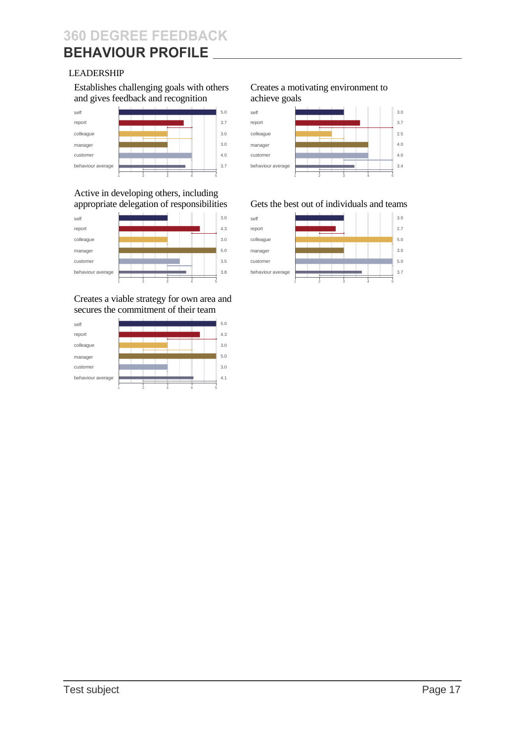# 360 DEGREE FEEDBACK

## BEHAVIOUR PROFILE

### LEADERSHIP

#### Establishes challenging goals with others and gives feedback and recognition

self 5.0
report 3.7
colleague 3.0
manager 3.0
customer 4.0
behaviour average 3.7

1 2 3 4 5

#### Creates a motivating environment to achieve goals

self 3.0
report 3.7
colleague 2.5
manager 4.0
customer 4.0
behaviour average 3.4

1 2 3 4 5

#### Active in developing others, including appropriate delegation of responsibilities

self 3.0
report 4.3
colleague 3.0
manager 5.0
customer 3.5
behaviour average 3.8

1 2 3 4 5

#### Gets the best out of individuals and teams

self 3.0
report 2.7
colleague 5.0
manager 3.0
customer 5.0
behaviour average 3.7

1 2 3 4 5

#### Creates a viable strategy for own area and secures the commitment of their team

self 5.0
report 4.3
colleague 3.0
manager 5.0
customer 3.0
behaviour average 4.1

1 2 3 4 5

Test subject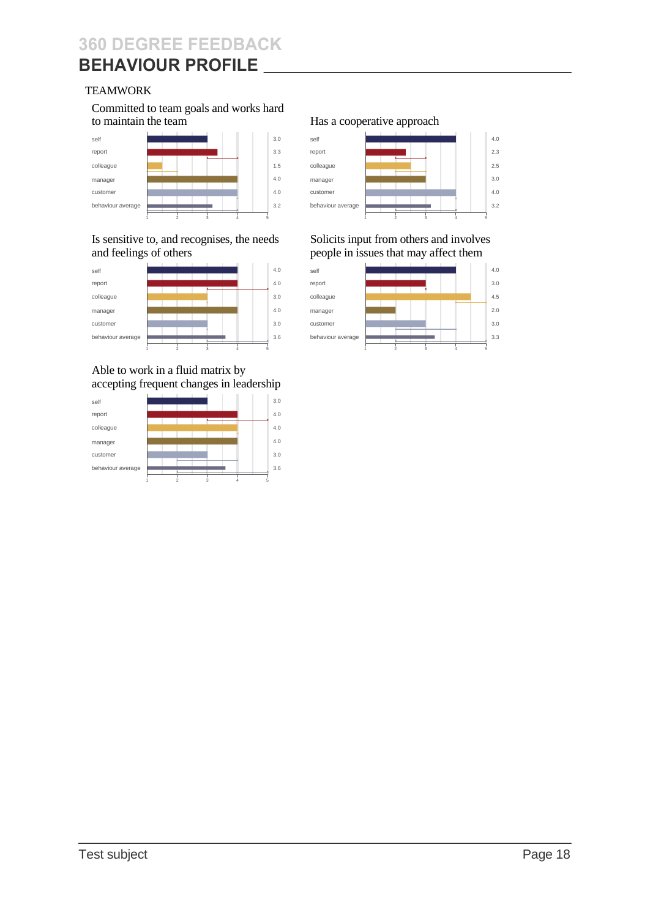# 360 DEGREE FEEDBACK

## BEHAVIOUR PROFILE

### TEAMWORK

Committed to team goals and works hard to maintain the team

self
report
colleague
manager
customer
behaviour average

3.0
3.3
1.5
4.0
4.0
3.2

1 2 3 4 5

Has a cooperative approach

self
report
colleague
manager
customer
behaviour average

4.0
2.3
2.5
3.0
4.0
3.2

1 2 3 4 5

Is sensitive to, and recognises, the needs and feelings of others

self
report
colleague
manager
customer
behaviour average

4.0
4.0
3.0
4.0
3.0
3.6

1 2 3 4 5

Solicits input from others and involves people in issues that may affect them

self
report
colleague
manager
customer
behaviour average

4.0
3.0
4.5
2.0
3.0
3.3

1 2 3 4 5

Able to work in a fluid matrix by accepting frequent changes in leadership

self
report
colleague
manager
customer
behaviour average

3.0
4.0
4.0
4.0
3.0
3.6

1 2 3 4 5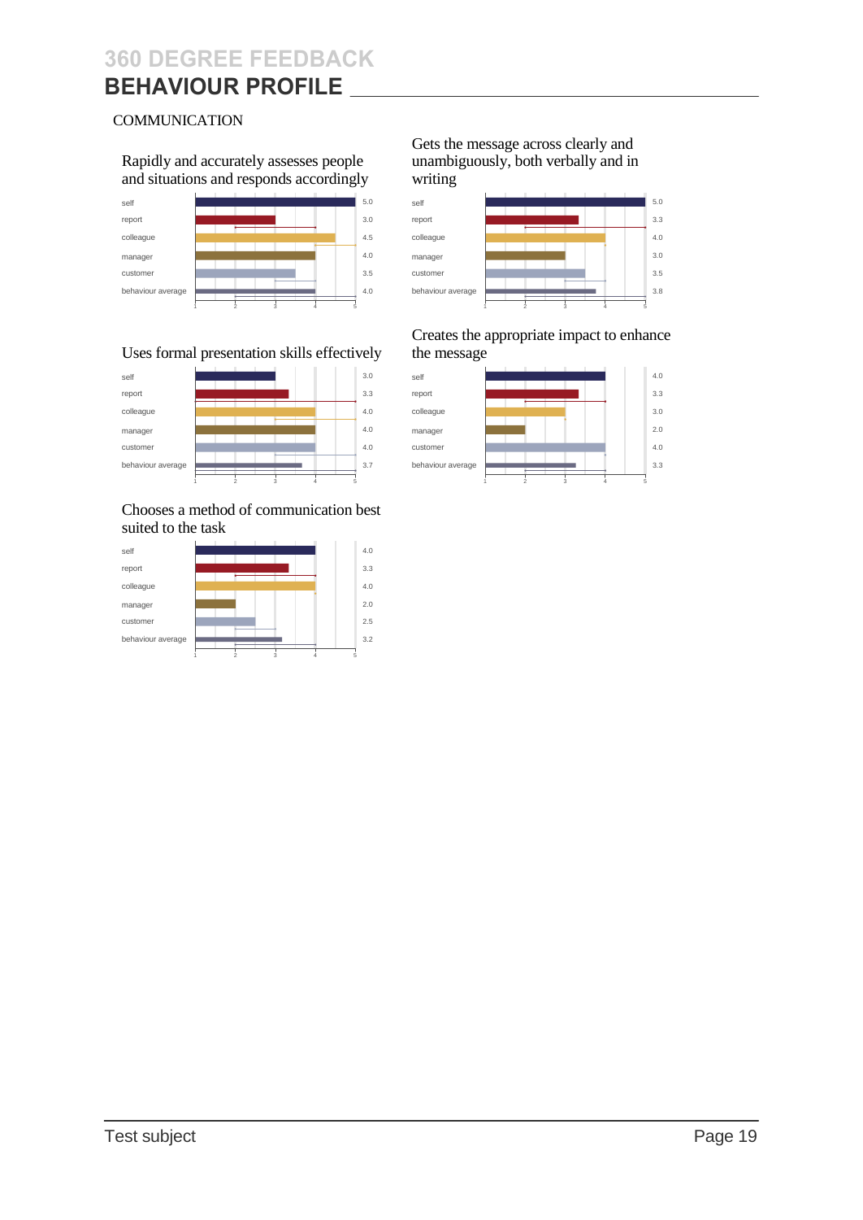# 360 DEGREE FEEDBACK

## BEHAVIOUR PROFILE

### COMMUNICATION

Rapidly and accurately assesses people and situations and responds accordingly

self 5.0
report 3.0
colleague 4.5
manager 4.0
customer 3.5
behaviour average 4.0
1 2 3 4 5

Gets the message across clearly and unambiguously, both verbally and in writing

self 5.0
report 3.3
colleague 4.0
manager 3.0
customer 3.5
behaviour average 3.8
1 2 3 4 5

Uses formal presentation skills effectively

self 3.0
report 3.3
colleague 4.0
manager 4.0
customer 4.0
behaviour average 3.7
1 2 3 4 5

Creates the appropriate impact to enhance the message

self 4.0
report 3.3
colleague 3.0
manager 2.0
customer 4.0
behaviour average 3.3
1 2 3 4 5

Chooses a method of communication best suited to the task

self 4.0
report 3.3
colleague 4.0
manager 2.0
customer 2.5
behaviour average 3.2
1 2 3 4 5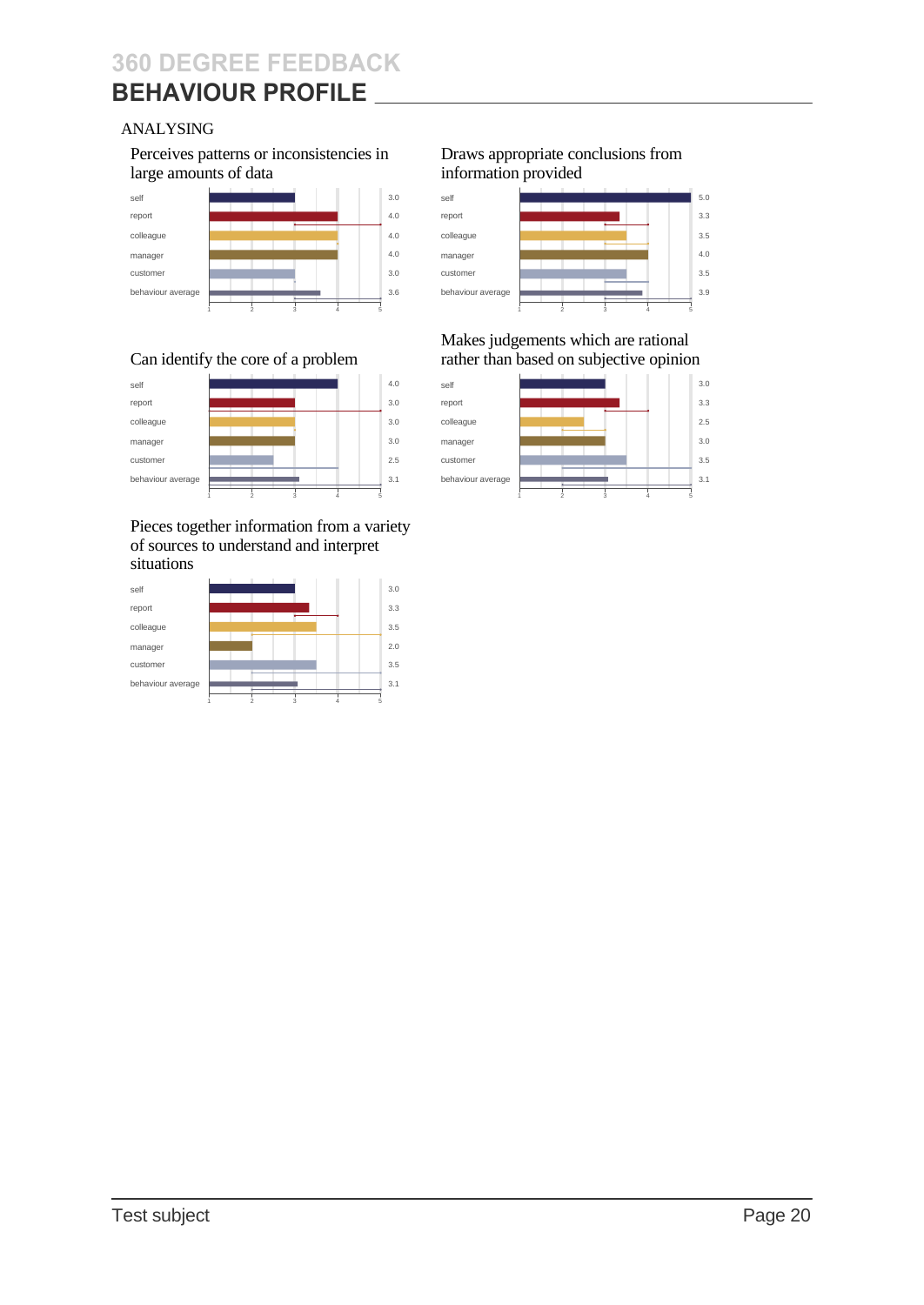# 360 DEGREE FEEDBACK

## BEHAVIOUR PROFILE

### ANALYSING

Perceives patterns or inconsistencies in large amounts of data

self 3.0
report 4.0
colleague 4.0
manager 4.0
customer 3.0
behaviour average 3.6

1 2 3 4 5

Draws appropriate conclusions from information provided

self 5.0
report 3.3
colleague 3.5
manager 4.0
customer 3.5
behaviour average 3.9

1 2 3 4 5

Can identify the core of a problem

self 4.0
report 3.0
colleague 3.0
manager 3.0
customer 2.5
behaviour average 3.1

1 2 3 4 5

Makes judgements which are rational rather than based on subjective opinion

self 3.0
report 3.3
colleague 2.5
manager 3.0
customer 3.5
behaviour average 3.1

1 2 3 4 5

Pieces together information from a variety of sources to understand and interpret situations

self 3.0
report 3.3
colleague 3.5
manager 2.0
customer 3.5
behaviour average 3.1

1 2 3 4 5

Test subject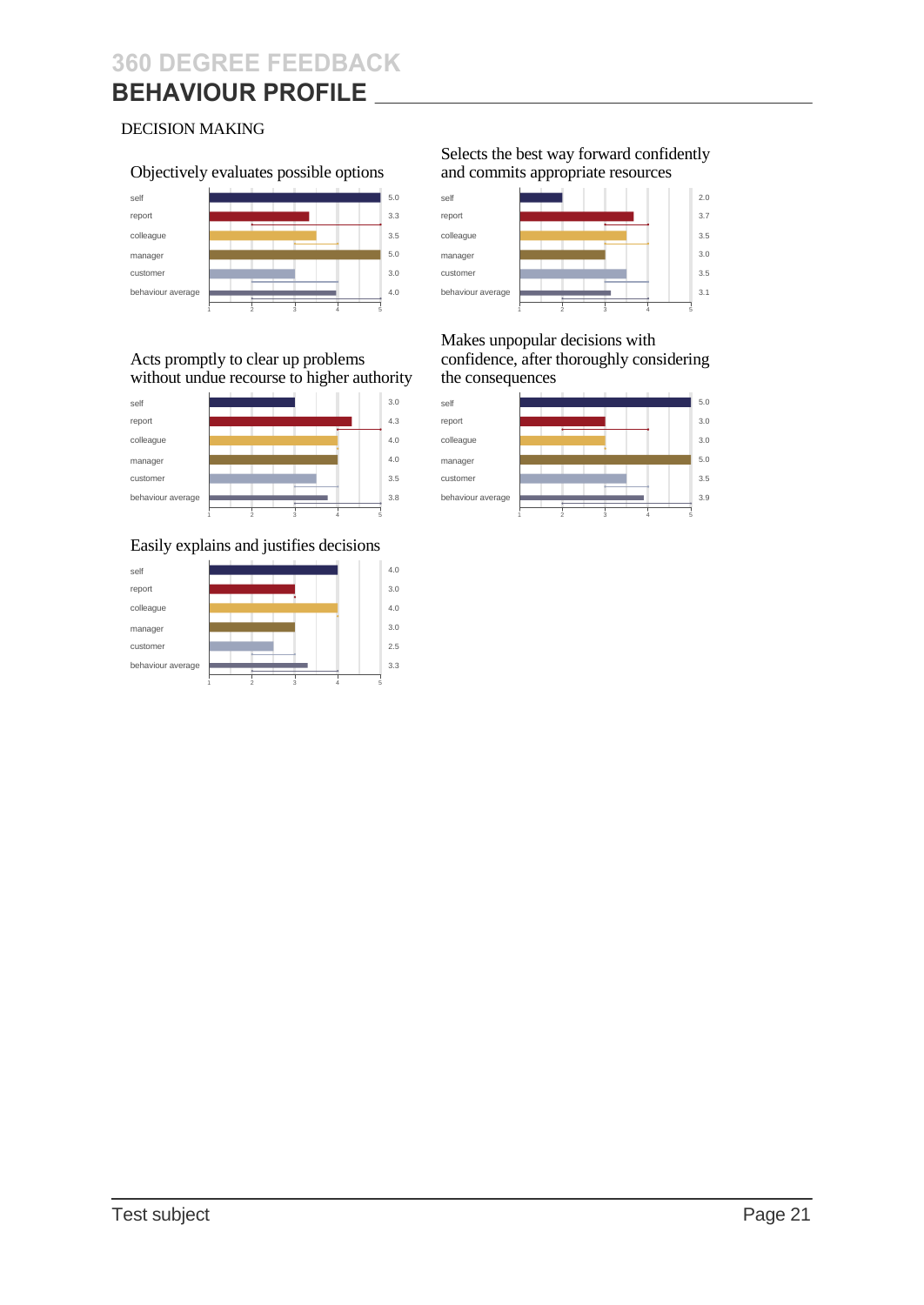# 360 DEGREE FEEDBACK

## BEHAVIOUR PROFILE

### DECISION MAKING

#### Objectively evaluates possible options

| | Score |
|---|---|
| self | 5.0 |
| report | 3.3 |
| colleague | 3.5 |
| manager | 5.0 |
| customer | 3.0 |
| behaviour average | 4.0 |

#### Selects the best way forward confidently and commits appropriate resources

| | Score |
|---|---|
| self | 2.0 |
| report | 3.7 |
| colleague | 3.5 |
| manager | 3.0 |
| customer | 3.5 |
| behaviour average | 3.1 |

#### Acts promptly to clear up problems without undue recourse to higher authority

| | Score |
|---|---|
| self | 3.0 |
| report | 4.3 |
| colleague | 4.0 |
| manager | 4.0 |
| customer | 3.5 |
| behaviour average | 3.8 |

#### Makes unpopular decisions with confidence, after thoroughly considering the consequences

| | Score |
|---|---|
| self | 5.0 |
| report | 3.0 |
| colleague | 3.0 |
| manager | 5.0 |
| customer | 3.5 |
| behaviour average | 3.9 |

#### Easily explains and justifies decisions

| | Score |
|---|---|
| self | 4.0 |
| report | 3.0 |
| colleague | 4.0 |
| manager | 3.0 |
| customer | 2.5 |
| behaviour average | 3.3 |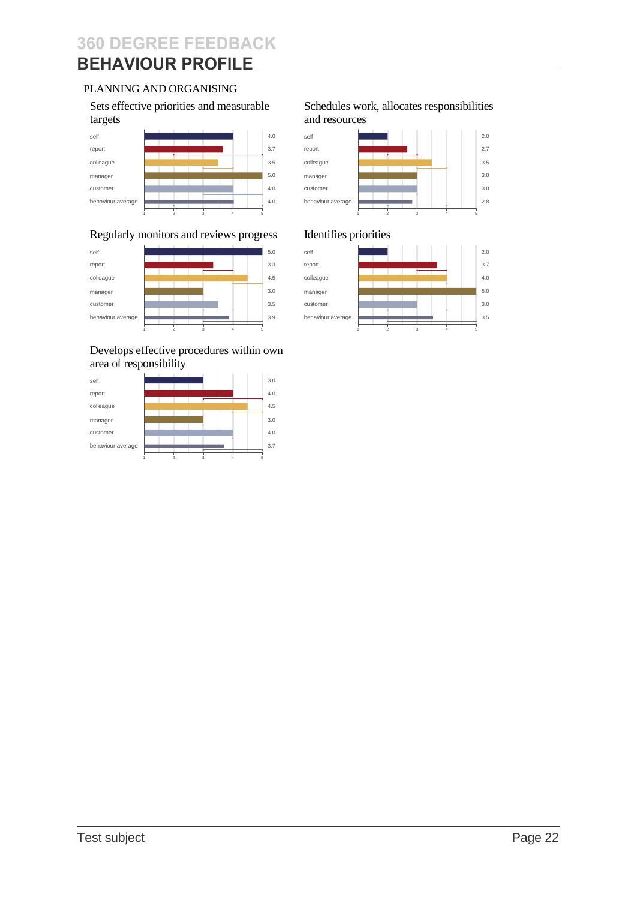# 360 DEGREE FEEDBACK

# BEHAVIOUR PROFILE

## PLANNING AND ORGANISING

### Sets effective priorities and measurable targets

| | Score |
|---|---|
| self | 4.0 |
| report | 3.7 |
| colleague | 3.5 |
| manager | 5.0 |
| customer | 4.0 |
| behaviour average | 4.0 |

### Schedules work, allocates responsibilities and resources

| | Score |
|---|---|
| self | 2.0 |
| report | 2.7 |
| colleague | 3.5 |
| manager | 3.0 |
| customer | 3.0 |
| behaviour average | 2.8 |

### Regularly monitors and reviews progress

| | Score |
|---|---|
| self | 5.0 |
| report | 3.3 |
| colleague | 4.5 |
| manager | 3.0 |
| customer | 3.5 |
| behaviour average | 3.9 |

### Identifies priorities

| | Score |
|---|---|
| self | 2.0 |
| report | 3.7 |
| colleague | 4.0 |
| manager | 5.0 |
| customer | 3.0 |
| behaviour average | 3.5 |

### Develops effective procedures within own area of responsibility

| | Score |
|---|---|
| self | 3.0 |
| report | 4.0 |
| colleague | 4.5 |
| manager | 3.0 |
| customer | 4.0 |
| behaviour average | 3.7 |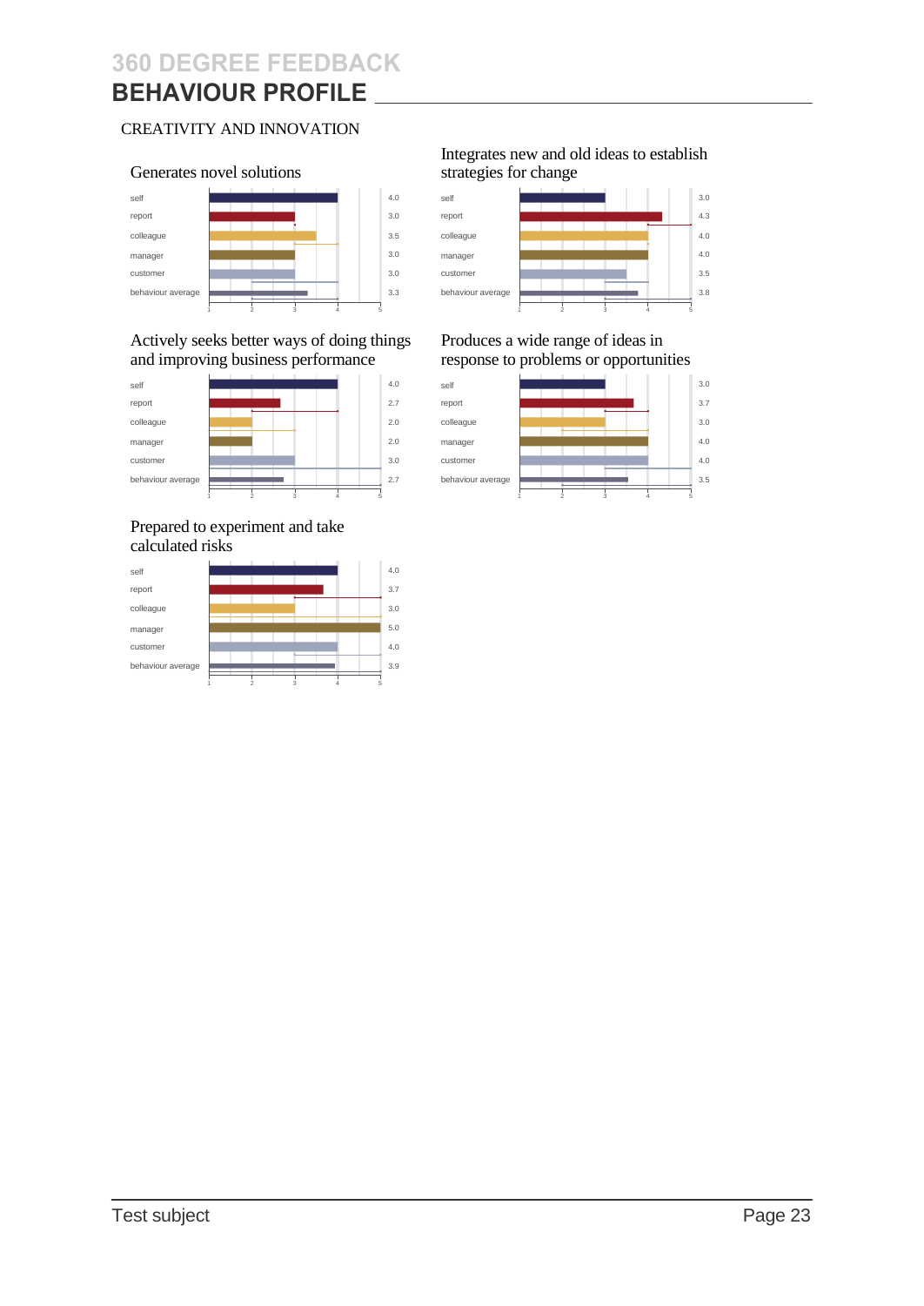# 360 DEGREE FEEDBACK
# BEHAVIOUR PROFILE

## CREATIVITY AND INNOVATION

### Generates novel solutions

self
report
colleague
manager
customer
behaviour average

4.0
3.0
3.5
3.0
3.0
3.3

1 2 3 4 5

### Integrates new and old ideas to establish strategies for change

self
report
colleague
manager
customer
behaviour average

3.0
4.3
4.0
4.0
3.5
3.8

1 2 3 4 5

### Actively seeks better ways of doing things and improving business performance

self
report
colleague
manager
customer
behaviour average

4.0
2.7
2.0
2.0
3.0
2.7

1 2 3 4 5

### Produces a wide range of ideas in response to problems or opportunities

self
report
colleague
manager
customer
behaviour average

3.0
3.7
3.0
4.0
4.0
3.5

1 2 3 4 5

### Prepared to experiment and take calculated risks

self
report
colleague
manager
customer
behaviour average

4.0
3.7
3.0
5.0
4.0
3.9

1 2 3 4 5

Test subject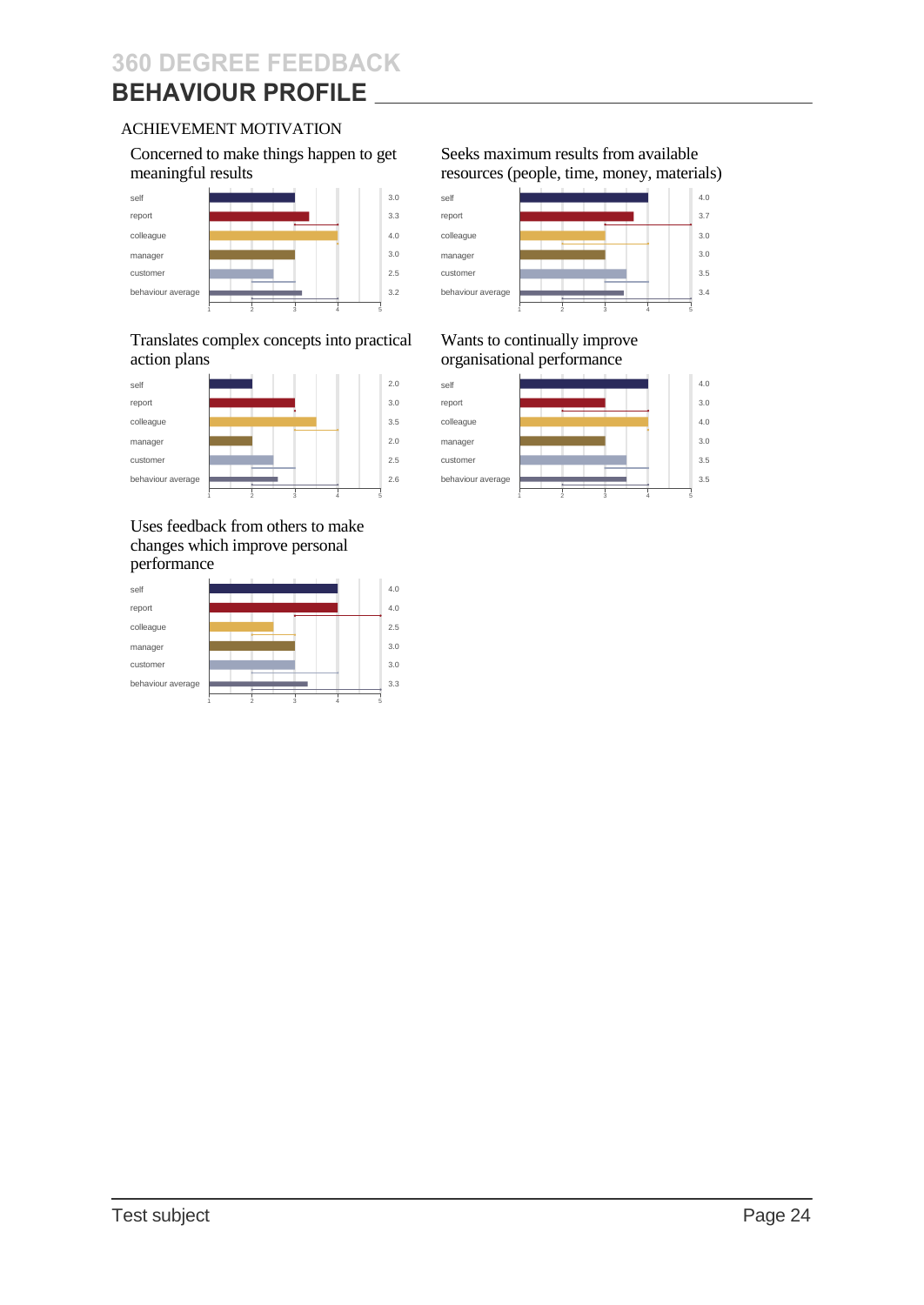# 360 DEGREE FEEDBACK
# BEHAVIOUR PROFILE

## ACHIEVEMENT MOTIVATION

### Concerned to make things happen to get meaningful results

self 3.0
report 3.3
colleague 4.0
manager 3.0
customer 2.5
behaviour average 3.2

1 2 3 4 5

### Seeks maximum results from available resources (people, time, money, materials)

self 4.0
report 3.7
colleague 3.0
manager 3.0
customer 3.5
behaviour average 3.4

1 2 3 4 5

### Translates complex concepts into practical action plans

self 2.0
report 3.0
colleague 3.5
manager 2.0
customer 2.5
behaviour average 2.6

1 2 3 4 5

### Wants to continually improve organisational performance

self 4.0
report 3.0
colleague 4.0
manager 3.0
customer 3.5
behaviour average 3.5

1 2 3 4 5

### Uses feedback from others to make changes which improve personal performance

self 4.0
report 4.0
colleague 2.5
manager 3.0
customer 3.0
behaviour average 3.3

1 2 3 4 5

Test subject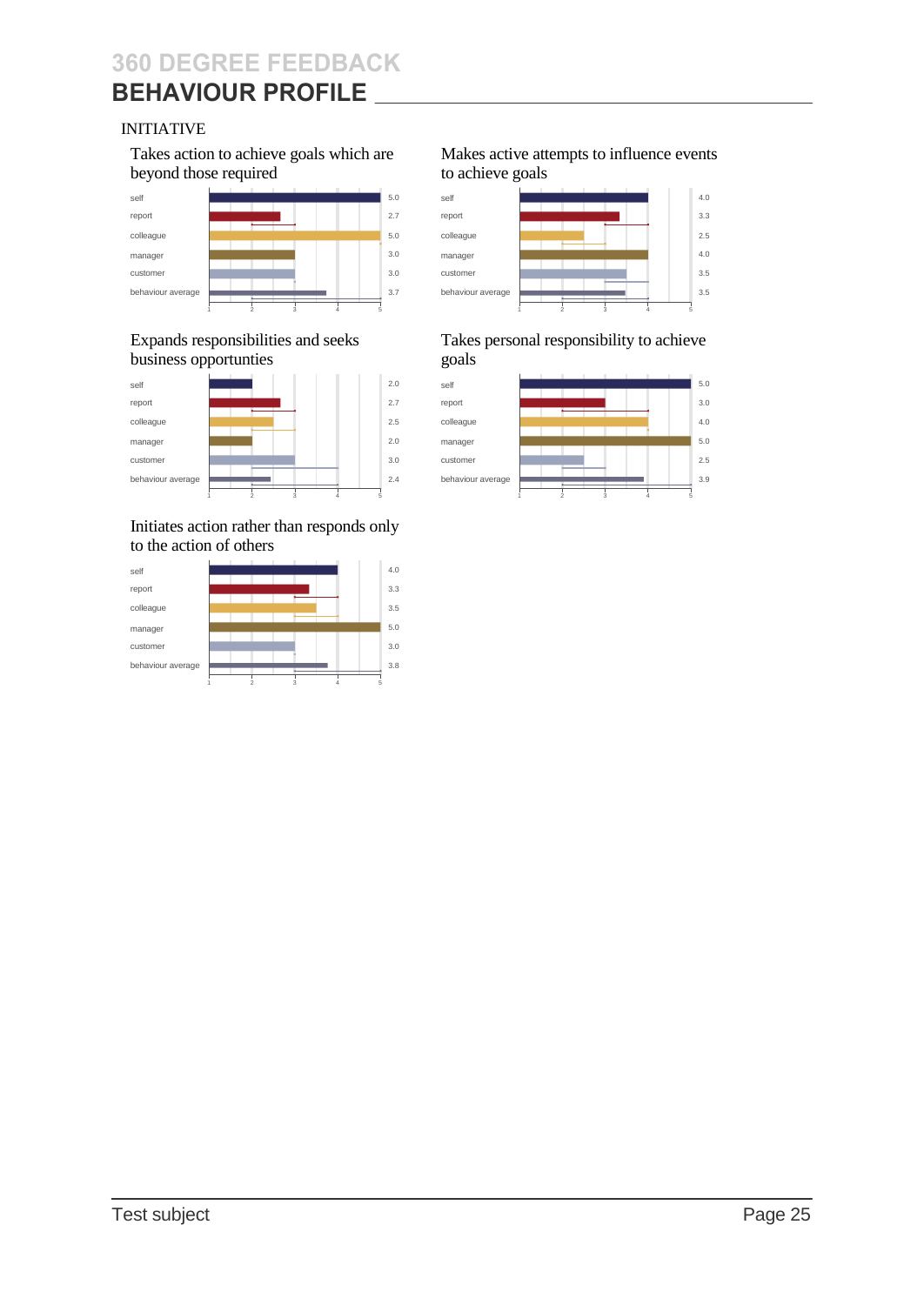# 360 DEGREE FEEDBACK
# BEHAVIOUR PROFILE

## INITIATIVE

### Takes action to achieve goals which are beyond those required

| | Score |
|---|---|
| self | 5.0 |
| report | 2.7 |
| colleague | 5.0 |
| manager | 3.0 |
| customer | 3.0 |
| behaviour average | 3.7 |

### Makes active attempts to influence events to achieve goals

| | Score |
|---|---|
| self | 4.0 |
| report | 3.3 |
| colleague | 2.5 |
| manager | 4.0 |
| customer | 3.5 |
| behaviour average | 3.5 |

### Expands responsibilities and seeks business opportunties

| | Score |
|---|---|
| self | 2.0 |
| report | 2.7 |
| colleague | 2.5 |
| manager | 2.0 |
| customer | 3.0 |
| behaviour average | 2.4 |

### Takes personal responsibility to achieve goals

| | Score |
|---|---|
| self | 5.0 |
| report | 3.0 |
| colleague | 4.0 |
| manager | 5.0 |
| customer | 2.5 |
| behaviour average | 3.9 |

### Initiates action rather than responds only to the action of others

| | Score |
|---|---|
| self | 4.0 |
| report | 3.3 |
| colleague | 3.5 |
| manager | 5.0 |
| customer | 3.0 |
| behaviour average | 3.8 |

Test subject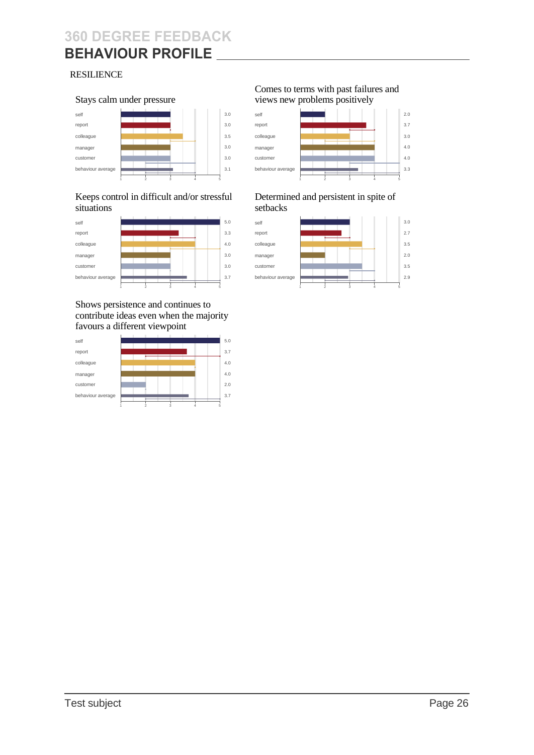# 360 DEGREE FEEDBACK
# BEHAVIOUR PROFILE

RESILIENCE

### Stays calm under pressure

self 3.0
report 3.0
colleague 3.5
manager 3.0
customer 3.0
behaviour average 3.1

1 2 3 4 5

### Comes to terms with past failures and views new problems positively

self 2.0
report 3.7
colleague 3.0
manager 4.0
customer 4.0
behaviour average 3.3

1 2 3 4 5

### Keeps control in difficult and/or stressful situations

self 5.0
report 3.3
colleague 4.0
manager 3.0
customer 3.0
behaviour average 3.7

1 2 3 4 5

### Determined and persistent in spite of setbacks

self 3.0
report 2.7
colleague 3.5
manager 2.0
customer 3.5
behaviour average 2.9

1 2 3 4 5

### Shows persistence and continues to contribute ideas even when the majority favours a different viewpoint

self 5.0
report 3.7
colleague 4.0
manager 4.0
customer 2.0
behaviour average 3.7

1 2 3 4 5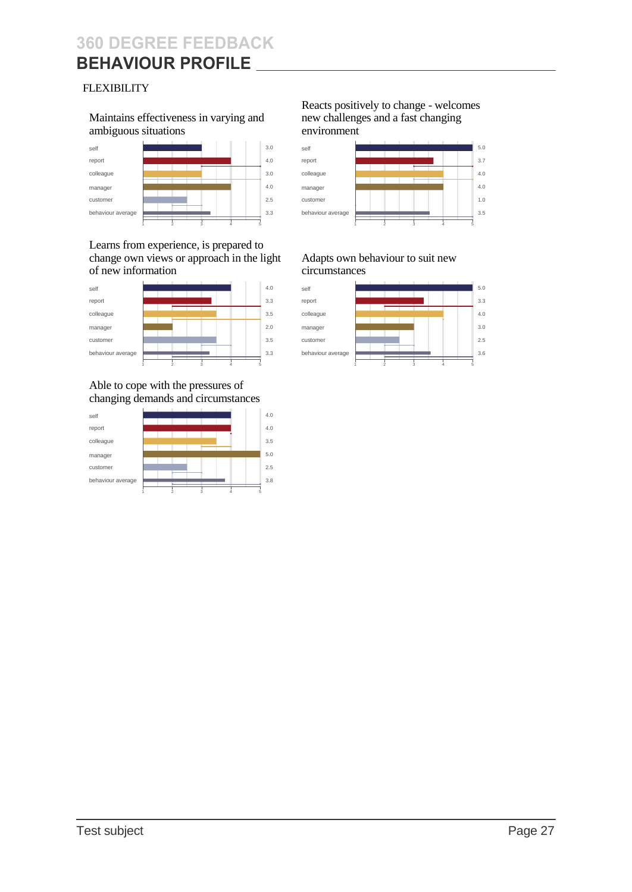# 360 DEGREE FEEDBACK

## BEHAVIOUR PROFILE

### FLEXIBILITY

#### Maintains effectiveness in varying and ambiguous situations

self 3.0
report 4.0
colleague 3.0
manager 4.0
customer 2.5
behaviour average 3.3

1 2 3 4 5

#### Reacts positively to change - welcomes new challenges and a fast changing environment

self 5.0
report 3.7
colleague 4.0
manager 4.0
customer 1.0
behaviour average 3.5

1 2 3 4 5

#### Learns from experience, is prepared to change own views or approach in the light of new information

self 4.0
report 3.3
colleague 3.5
manager 2.0
customer 3.5
behaviour average 3.3

1 2 3 4 5

#### Adapts own behaviour to suit new circumstances

self 5.0
report 3.3
colleague 4.0
manager 3.0
customer 2.5
behaviour average 3.6

1 2 3 4 5

#### Able to cope with the pressures of changing demands and circumstances

self 4.0
report 4.0
colleague 3.5
manager 5.0
customer 2.5
behaviour average 3.8

1 2 3 4 5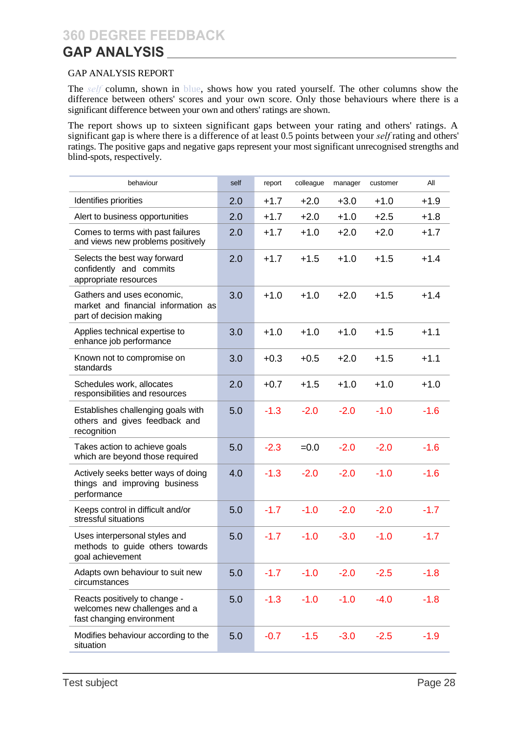# 360 DEGREE FEEDBACK

## GAP ANALYSIS

GAP ANALYSIS REPORT

The *self* column, shown in blue, shows how you rated yourself. The other columns show the difference between others' scores and your own score. Only those behaviours where there is a significant difference between your own and others' ratings are shown.

The report shows up to sixteen significant gaps between your rating and others' ratings. A significant gap is where there is a difference of at least 0.5 points between your *self* rating and others' ratings. The positive gaps and negative gaps represent your most significant unrecognised strengths and blind-spots, respectively.

| behaviour | self | report | colleague | manager | customer | All |
|---|---|---|---|---|---|---|
| Identifies priorities | 2.0 | +1.7 | +2.0 | +3.0 | +1.0 | +1.9 |
| Alert to business opportunities | 2.0 | +1.7 | +2.0 | +1.0 | +2.5 | +1.8 |
| Comes to terms with past failures and views new problems positively | 2.0 | +1.7 | +1.0 | +2.0 | +2.0 | +1.7 |
| Selects the best way forward confidently and commits appropriate resources | 2.0 | +1.7 | +1.5 | +1.0 | +1.5 | +1.4 |
| Gathers and uses economic, market and financial information as part of decision making | 3.0 | +1.0 | +1.0 | +2.0 | +1.5 | +1.4 |
| Applies technical expertise to enhance job performance | 3.0 | +1.0 | +1.0 | +1.0 | +1.5 | +1.1 |
| Known not to compromise on standards | 3.0 | +0.3 | +0.5 | +2.0 | +1.5 | +1.1 |
| Schedules work, allocates responsibilities and resources | 2.0 | +0.7 | +1.5 | +1.0 | +1.0 | +1.0 |
| Establishes challenging goals with others and gives feedback and recognition | 5.0 | -1.3 | -2.0 | -2.0 | -1.0 | -1.6 |
| Takes action to achieve goals which are beyond those required | 5.0 | -2.3 | =0.0 | -2.0 | -2.0 | -1.6 |
| Actively seeks better ways of doing things and improving business performance | 4.0 | -1.3 | -2.0 | -2.0 | -1.0 | -1.6 |
| Keeps control in difficult and/or stressful situations | 5.0 | -1.7 | -1.0 | -2.0 | -2.0 | -1.7 |
| Uses interpersonal styles and methods to guide others towards goal achievement | 5.0 | -1.7 | -1.0 | -3.0 | -1.0 | -1.7 |
| Adapts own behaviour to suit new circumstances | 5.0 | -1.7 | -1.0 | -2.0 | -2.5 | -1.8 |
| Reacts positively to change - welcomes new challenges and a fast changing environment | 5.0 | -1.3 | -1.0 | -1.0 | -4.0 | -1.8 |
| Modifies behaviour according to the situation | 5.0 | -0.7 | -1.5 | -3.0 | -2.5 | -1.9 |

Test subject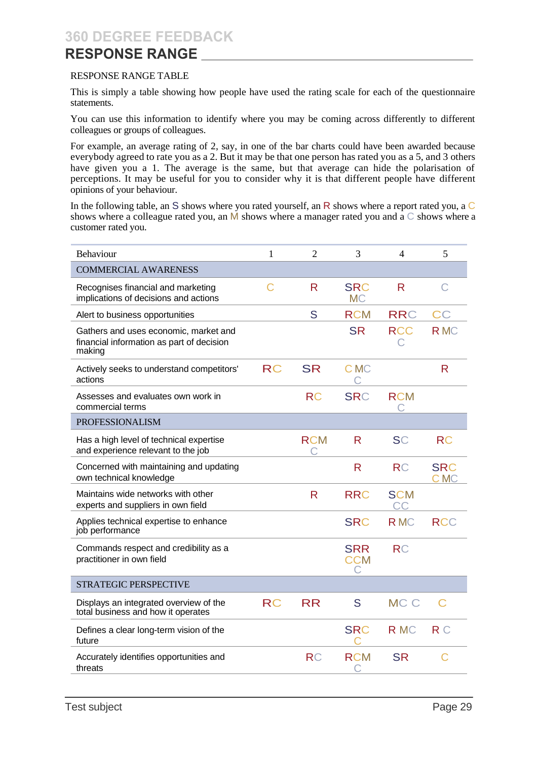# 360 DEGREE FEEDBACK

## RESPONSE RANGE

RESPONSE RANGE TABLE

This is simply a table showing how people have used the rating scale for each of the questionnaire statements.

You can use this information to identify where you may be coming across differently to different colleagues or groups of colleagues.

For example, an average rating of 2, say, in one of the bar charts could have been awarded because everybody agreed to rate you as a 2. But it may be that one person has rated you as a 5, and 3 others have given you a 1. The average is the same, but that average can hide the polarisation of perceptions. It may be useful for you to consider why it is that different people have different opinions of your behaviour.

In the following table, an S shows where you rated yourself, an R shows where a report rated you, a C shows where a colleague rated you, an M shows where a manager rated you and a C shows where a customer rated you.

| Behaviour | 1 | 2 | 3 | 4 | 5 |
|---|---|---|---|---|---|
| COMMERCIAL AWARENESS | | | | | |
| Recognises financial and marketing implications of decisions and actions | C | R | SRC MC | R | C |
| Alert to business opportunities | | S | RCM | RRC | CC |
| Gathers and uses economic, market and financial information as part of decision making | | | SR | RCC C | R MC |
| Actively seeks to understand competitors' actions | RC | SR | C MC C | | R |
| Assesses and evaluates own work in commercial terms | | RC | SRC | RCM C | |
| PROFESSIONALISM | | | | | |
| Has a high level of technical expertise and experience relevant to the job | | RCM C | R | SC | RC |
| Concerned with maintaining and updating own technical knowledge | | | R | RC | SRC C MC |
| Maintains wide networks with other experts and suppliers in own field | | R | RRC | SCM CC | |
| Applies technical expertise to enhance job performance | | | SRC | R MC | RCC |
| Commands respect and credibility as a practitioner in own field | | | SRR CCM C | RC | |
| STRATEGIC PERSPECTIVE | | | | | |
| Displays an integrated overview of the total business and how it operates | RC | RR | S | MC C | C |
| Defines a clear long-term vision of the future | | | SRC C | R MC | R C |
| Accurately identifies opportunities and threats | | RC | RCM C | SR | C |

Test subject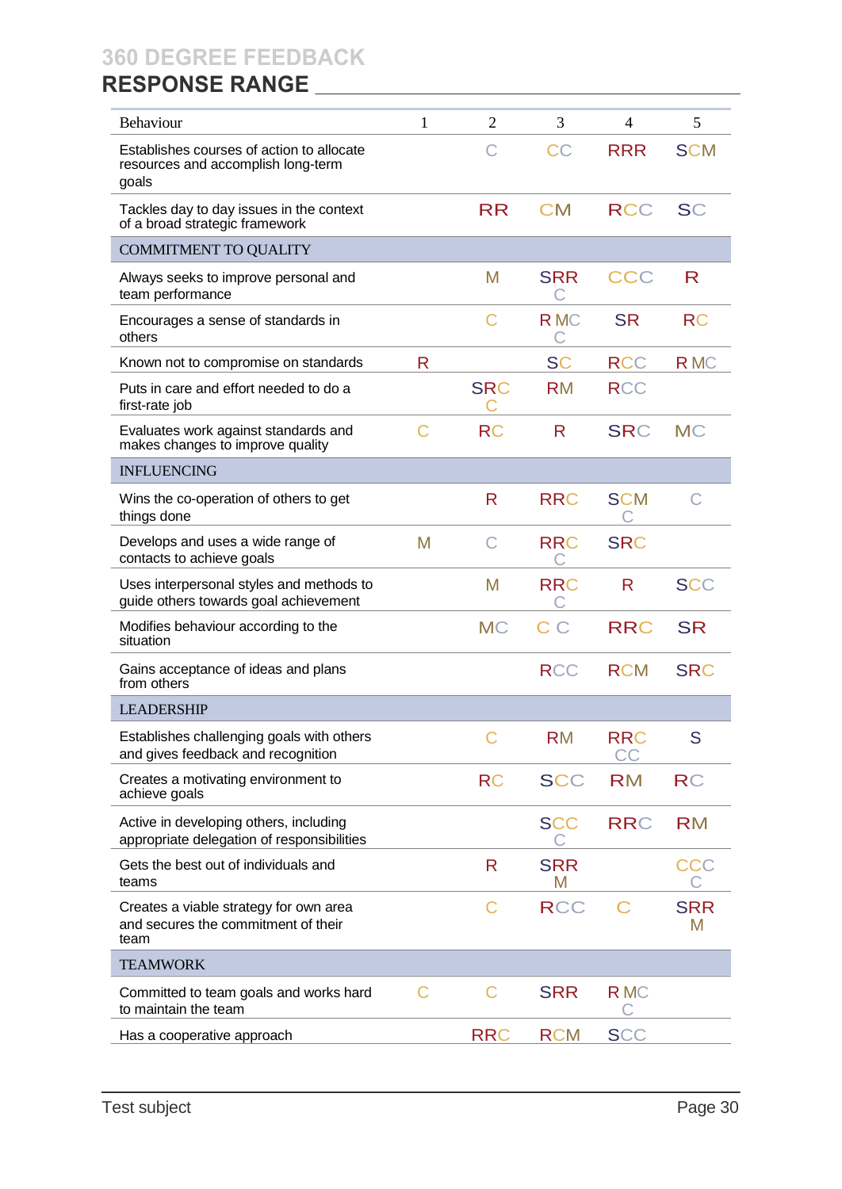# 360 DEGREE FEEDBACK

## RESPONSE RANGE

| Behaviour | 1 | 2 | 3 | 4 | 5 |
|---|---|---|---|---|---|
| Establishes courses of action to allocate resources and accomplish long-term goals | | C | CC | RRR | SCM |
| Tackles day to day issues in the context of a broad strategic framework | | RR | CM | RCC | SC |
| COMMITMENT TO QUALITY | | | | | |
| Always seeks to improve personal and team performance | | M | SRR C | CCC | R |
| Encourages a sense of standards in others | | C | R MC C | SR | RC |
| Known not to compromise on standards | R | | SC | RCC | R MC |
| Puts in care and effort needed to do a first-rate job | | SRC C | RM | RCC | |
| Evaluates work against standards and makes changes to improve quality | C | RC | R | SRC | MC |
| INFLUENCING | | | | | |
| Wins the co-operation of others to get things done | | R | RRC | SCM C | C |
| Develops and uses a wide range of contacts to achieve goals | M | C | RRC C | SRC | |
| Uses interpersonal styles and methods to guide others towards goal achievement | | M | RRC C | R | SCC |
| Modifies behaviour according to the situation | | MC | C C | RRC | SR |
| Gains acceptance of ideas and plans from others | | | RCC | RCM | SRC |
| LEADERSHIP | | | | | |
| Establishes challenging goals with others and gives feedback and recognition | | C | RM | RRC CC | S |
| Creates a motivating environment to achieve goals | | RC | SCC | RM | RC |
| Active in developing others, including appropriate delegation of responsibilities | | | SCC C | RRC | RM |
| Gets the best out of individuals and teams | | R | SRR M | | CCC C |
| Creates a viable strategy for own area and secures the commitment of their team | | C | RCC | C | SRR M |
| TEAMWORK | | | | | |
| Committed to team goals and works hard to maintain the team | C | C | SRR | R MC C | |
| Has a cooperative approach | | RRC | RCM | SCC | |

Test subject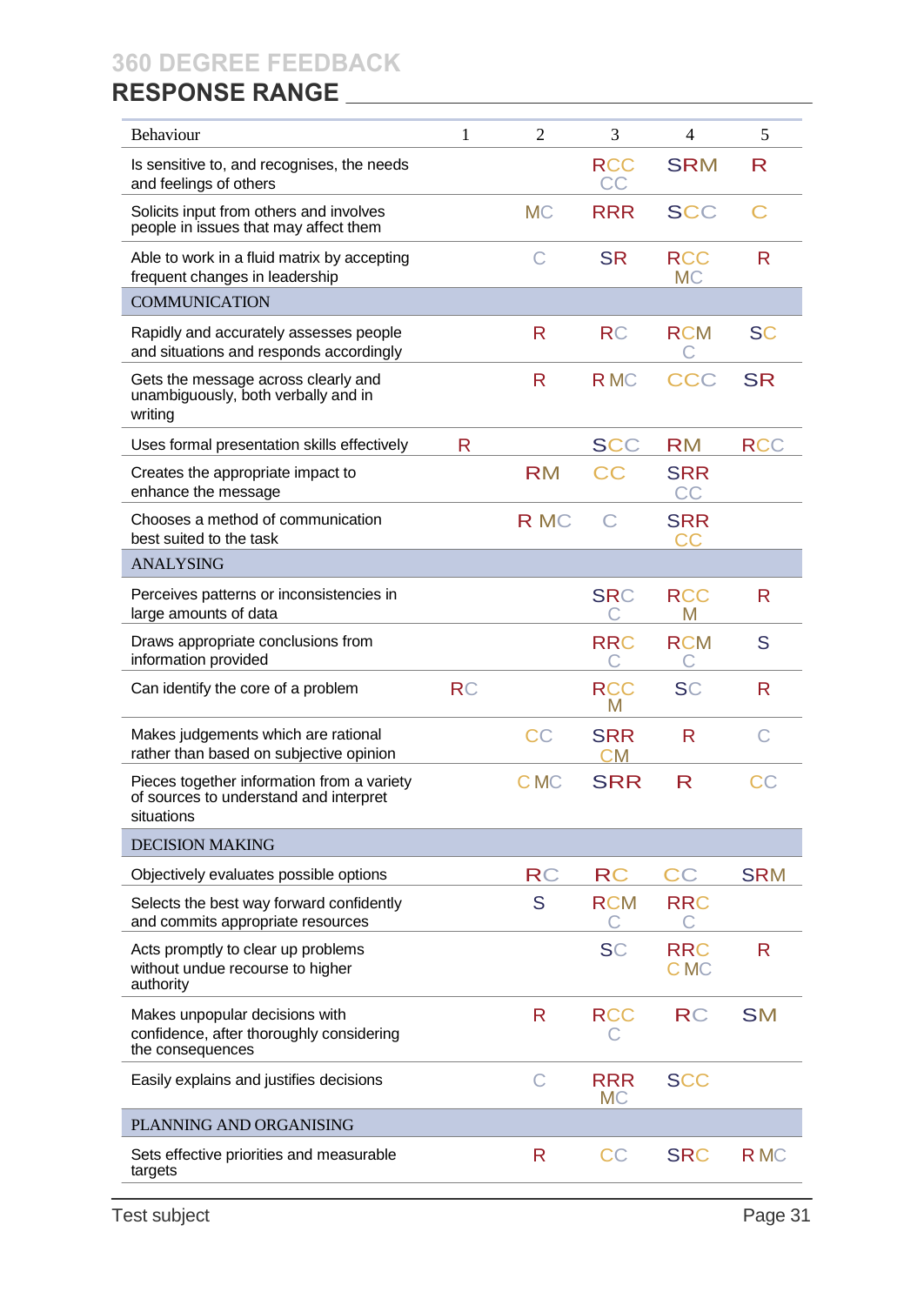## 360 DEGREE FEEDBACK

# RESPONSE RANGE

| Behaviour | 1 | 2 | 3 | 4 | 5 |
|---|---|---|---|---|---|
| Is sensitive to, and recognises, the needs and feelings of others | | | RCC CC | SRM | R |
| Solicits input from others and involves people in issues that may affect them | | MC | RRR | SCC | C |
| Able to work in a fluid matrix by accepting frequent changes in leadership | | C | SR | RCC MC | R |
| COMMUNICATION | | | | | |
| Rapidly and accurately assesses people and situations and responds accordingly | | R | RC | RCM C | SC |
| Gets the message across clearly and unambiguously, both verbally and in writing | | R | R MC | CCC | SR |
| Uses formal presentation skills effectively | R | | SCC | RM | RCC |
| Creates the appropriate impact to enhance the message | | RM | CC | SRR CC | |
| Chooses a method of communication best suited to the task | | R MC | C | SRR CC | |
| ANALYSING | | | | | |
| Perceives patterns or inconsistencies in large amounts of data | | | SRC C | RCC M | R |
| Draws appropriate conclusions from information provided | | | RRC C | RCM C | S |
| Can identify the core of a problem | RC | | RCC M | SC | R |
| Makes judgements which are rational rather than based on subjective opinion | | CC | SRR CM | R | C |
| Pieces together information from a variety of sources to understand and interpret situations | | C MC | SRR | R | CC |
| DECISION MAKING | | | | | |
| Objectively evaluates possible options | | RC | RC | CC | SRM |
| Selects the best way forward confidently and commits appropriate resources | | S | RCM C | RRC C | |
| Acts promptly to clear up problems without undue recourse to higher authority | | | SC | RRC C MC | R |
| Makes unpopular decisions with confidence, after thoroughly considering the consequences | | R | RCC C | RC | SM |
| Easily explains and justifies decisions | | C | RRR MC | SCC | |
| PLANNING AND ORGANISING | | | | | |
| Sets effective priorities and measurable targets | | R | CC | SRC | R MC |

Test subject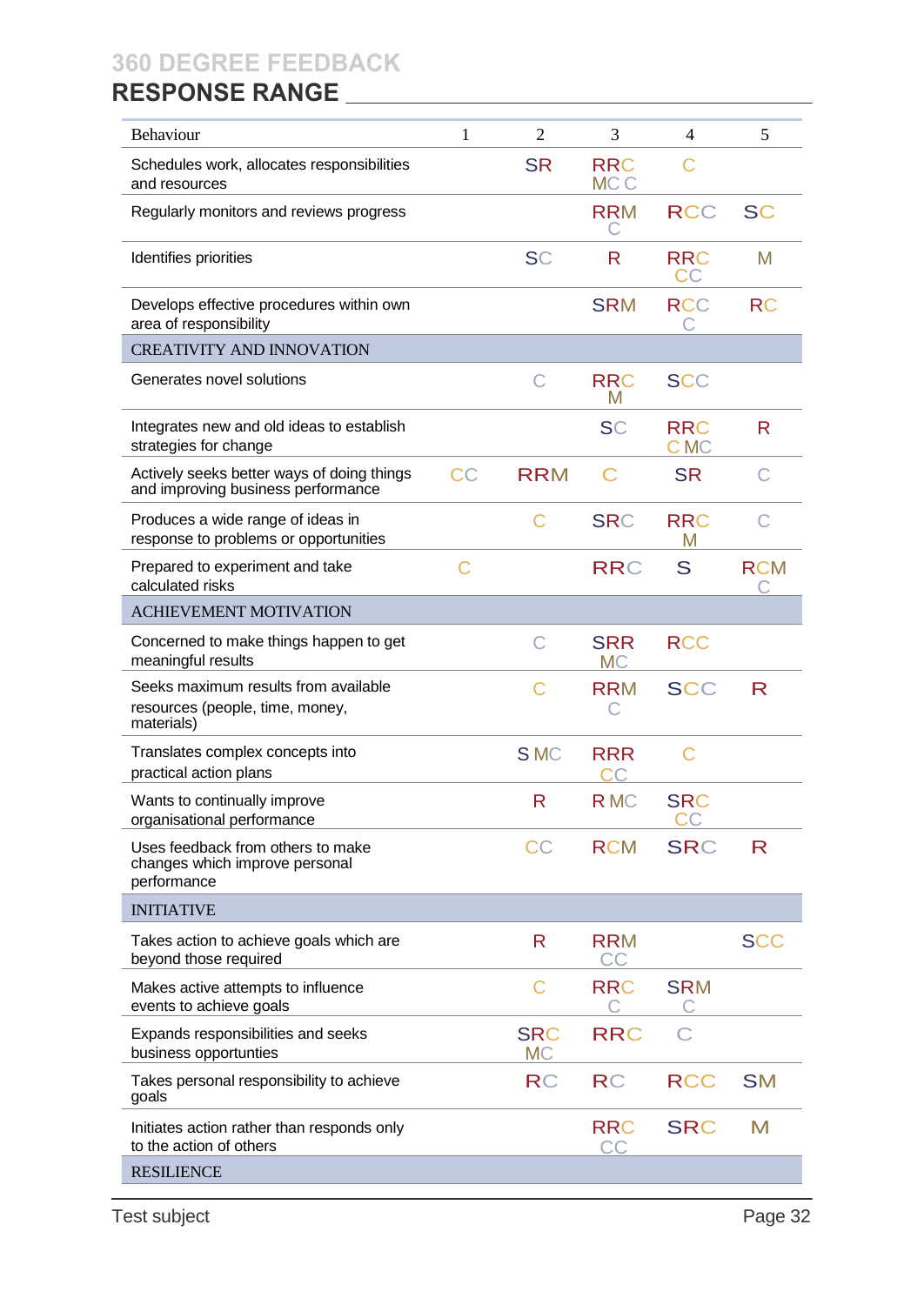# 360 DEGREE FEEDBACK

## RESPONSE RANGE

| Behaviour | 1 | 2 | 3 | 4 | 5 |
|---|---|---|---|---|---|
| Schedules work, allocates responsibilities and resources | | SR | RRC MC C | C | |
| Regularly monitors and reviews progress | | | RRM C | RCC | SC |
| Identifies priorities | | SC | R | RRC CC | M |
| Develops effective procedures within own area of responsibility | | | SRM | RCC C | RC |
| CREATIVITY AND INNOVATION | | | | | |
| Generates novel solutions | | C | RRC M | SCC | |
| Integrates new and old ideas to establish strategies for change | | | SC | RRC C MC | R |
| Actively seeks better ways of doing things and improving business performance | CC | RRM | C | SR | C |
| Produces a wide range of ideas in response to problems or opportunities | | C | SRC | RRC M | C |
| Prepared to experiment and take calculated risks | C | | RRC | S | RCM C |
| ACHIEVEMENT MOTIVATION | | | | | |
| Concerned to make things happen to get meaningful results | | C | SRR MC | RCC | |
| Seeks maximum results from available resources (people, time, money, materials) | | C | RRM C | SCC | R |
| Translates complex concepts into practical action plans | | S MC | RRR CC | C | |
| Wants to continually improve organisational performance | | R | R MC | SRC CC | |
| Uses feedback from others to make changes which improve personal performance | | CC | RCM | SRC | R |
| INITIATIVE | | | | | |
| Takes action to achieve goals which are beyond those required | | R | RRM CC | | SCC |
| Makes active attempts to influence events to achieve goals | | C | RRC C | SRM C | |
| Expands responsibilities and seeks business opportunities | | SRC MC | RRC | C | |
| Takes personal responsibility to achieve goals | | RC | RC | RCC | SM |
| Initiates action rather than responds only to the action of others | | | RRC CC | SRC | M |
| RESILIENCE | | | | | |

Test subject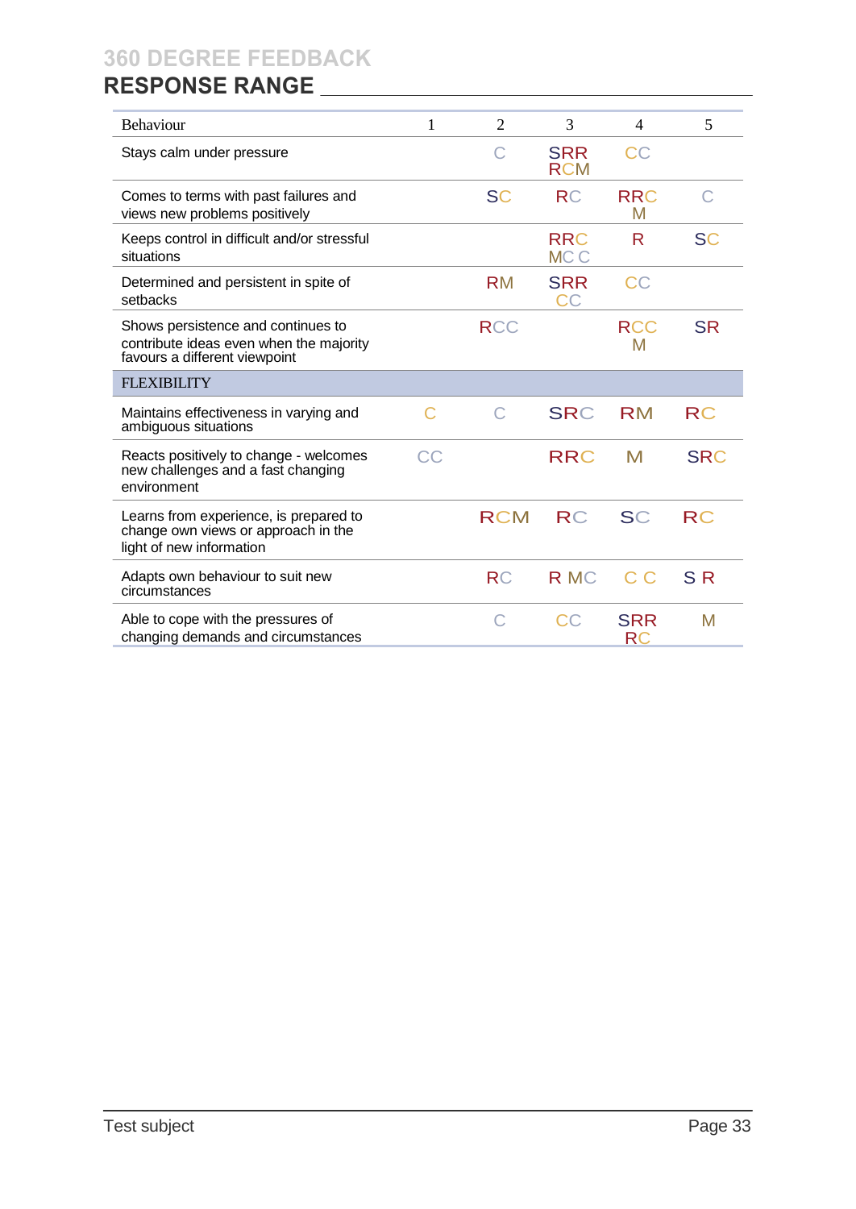# 360 DEGREE FEEDBACK

## RESPONSE RANGE

| Behaviour | 1 | 2 | 3 | 4 | 5 |
|---|---|---|---|---|---|
| Stays calm under pressure | | C | SRR RCM | CC | |
| Comes to terms with past failures and views new problems positively | | SC | RC | RRC M | C |
| Keeps control in difficult and/or stressful situations | | | RRC MC C | R | SC |
| Determined and persistent in spite of setbacks | | RM | SRR CC | CC | |
| Shows persistence and continues to contribute ideas even when the majority favours a different viewpoint | | RCC | | RCC M | SR |
| FLEXIBILITY | | | | | |
| Maintains effectiveness in varying and ambiguous situations | C | C | SRC | RM | RC |
| Reacts positively to change - welcomes new challenges and a fast changing environment | CC | | RRC | M | SRC |
| Learns from experience, is prepared to change own views or approach in the light of new information | | RCM | RC | SC | RC |
| Adapts own behaviour to suit new circumstances | | RC | R MC | C C | S R |
| Able to cope with the pressures of changing demands and circumstances | | C | CC | SRR RC | M |

Test subject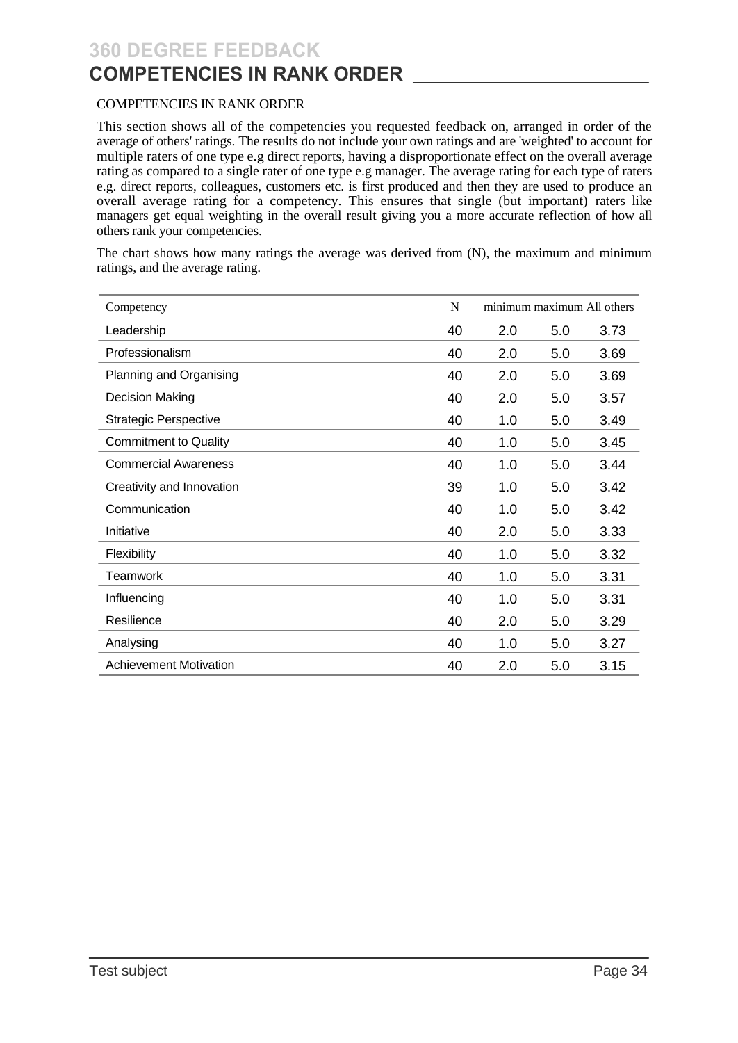# 360 DEGREE FEEDBACK
## COMPETENCIES IN RANK ORDER

COMPETENCIES IN RANK ORDER

This section shows all of the competencies you requested feedback on, arranged in order of the average of others' ratings. The results do not include your own ratings and are 'weighted' to account for multiple raters of one type e.g direct reports, having a disproportionate effect on the overall average rating as compared to a single rater of one type e.g manager. The average rating for each type of raters e.g. direct reports, colleagues, customers etc. is first produced and then they are used to produce an overall average rating for a competency. This ensures that single (but important) raters like managers get equal weighting in the overall result giving you a more accurate reflection of how all others rank your competencies.

The chart shows how many ratings the average was derived from (N), the maximum and minimum ratings, and the average rating.

| Competency | N | minimum | maximum | All others |
|---|---|---|---|---|
| Leadership | 40 | 2.0 | 5.0 | 3.73 |
| Professionalism | 40 | 2.0 | 5.0 | 3.69 |
| Planning and Organising | 40 | 2.0 | 5.0 | 3.69 |
| Decision Making | 40 | 2.0 | 5.0 | 3.57 |
| Strategic Perspective | 40 | 1.0 | 5.0 | 3.49 |
| Commitment to Quality | 40 | 1.0 | 5.0 | 3.45 |
| Commercial Awareness | 40 | 1.0 | 5.0 | 3.44 |
| Creativity and Innovation | 39 | 1.0 | 5.0 | 3.42 |
| Communication | 40 | 1.0 | 5.0 | 3.42 |
| Initiative | 40 | 2.0 | 5.0 | 3.33 |
| Flexibility | 40 | 1.0 | 5.0 | 3.32 |
| Teamwork | 40 | 1.0 | 5.0 | 3.31 |
| Influencing | 40 | 1.0 | 5.0 | 3.31 |
| Resilience | 40 | 2.0 | 5.0 | 3.29 |
| Analysing | 40 | 1.0 | 5.0 | 3.27 |
| Achievement Motivation | 40 | 2.0 | 5.0 | 3.15 |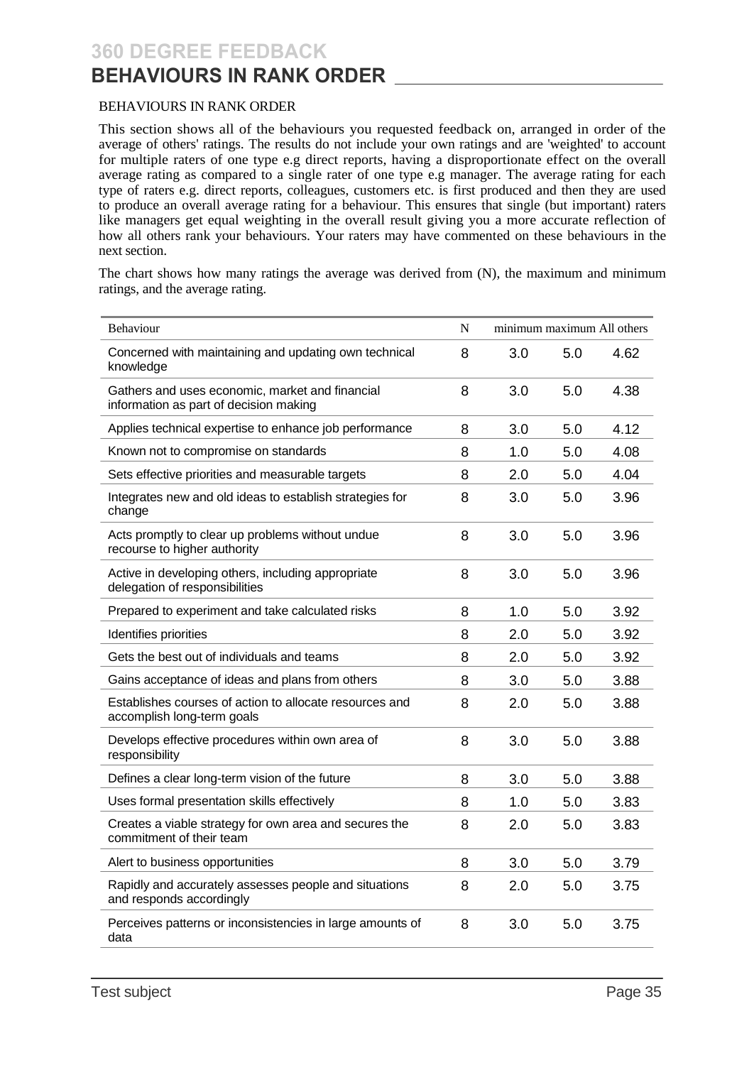# 360 DEGREE FEEDBACK

## BEHAVIOURS IN RANK ORDER

BEHAVIOURS IN RANK ORDER

This section shows all of the behaviours you requested feedback on, arranged in order of the average of others' ratings. The results do not include your own ratings and are 'weighted' to account for multiple raters of one type e.g direct reports, having a disproportionate effect on the overall average rating as compared to a single rater of one type e.g manager. The average rating for each type of raters e.g. direct reports, colleagues, customers etc. is first produced and then they are used to produce an overall average rating for a behaviour. This ensures that single (but important) raters like managers get equal weighting in the overall result giving you a more accurate reflection of how all others rank your behaviours. Your raters may have commented on these behaviours in the next section.

The chart shows how many ratings the average was derived from (N), the maximum and minimum ratings, and the average rating.

| Behaviour | N | minimum | maximum | All others |
|---|---|---|---|---|
| Concerned with maintaining and updating own technical knowledge | 8 | 3.0 | 5.0 | 4.62 |
| Gathers and uses economic, market and financial information as part of decision making | 8 | 3.0 | 5.0 | 4.38 |
| Applies technical expertise to enhance job performance | 8 | 3.0 | 5.0 | 4.12 |
| Known not to compromise on standards | 8 | 1.0 | 5.0 | 4.08 |
| Sets effective priorities and measurable targets | 8 | 2.0 | 5.0 | 4.04 |
| Integrates new and old ideas to establish strategies for change | 8 | 3.0 | 5.0 | 3.96 |
| Acts promptly to clear up problems without undue recourse to higher authority | 8 | 3.0 | 5.0 | 3.96 |
| Active in developing others, including appropriate delegation of responsibilities | 8 | 3.0 | 5.0 | 3.96 |
| Prepared to experiment and take calculated risks | 8 | 1.0 | 5.0 | 3.92 |
| Identifies priorities | 8 | 2.0 | 5.0 | 3.92 |
| Gets the best out of individuals and teams | 8 | 2.0 | 5.0 | 3.92 |
| Gains acceptance of ideas and plans from others | 8 | 3.0 | 5.0 | 3.88 |
| Establishes courses of action to allocate resources and accomplish long-term goals | 8 | 2.0 | 5.0 | 3.88 |
| Develops effective procedures within own area of responsibility | 8 | 3.0 | 5.0 | 3.88 |
| Defines a clear long-term vision of the future | 8 | 3.0 | 5.0 | 3.88 |
| Uses formal presentation skills effectively | 8 | 1.0 | 5.0 | 3.83 |
| Creates a viable strategy for own area and secures the commitment of their team | 8 | 2.0 | 5.0 | 3.83 |
| Alert to business opportunities | 8 | 3.0 | 5.0 | 3.79 |
| Rapidly and accurately assesses people and situations and responds accordingly | 8 | 2.0 | 5.0 | 3.75 |
| Perceives patterns or inconsistencies in large amounts of data | 8 | 3.0 | 5.0 | 3.75 |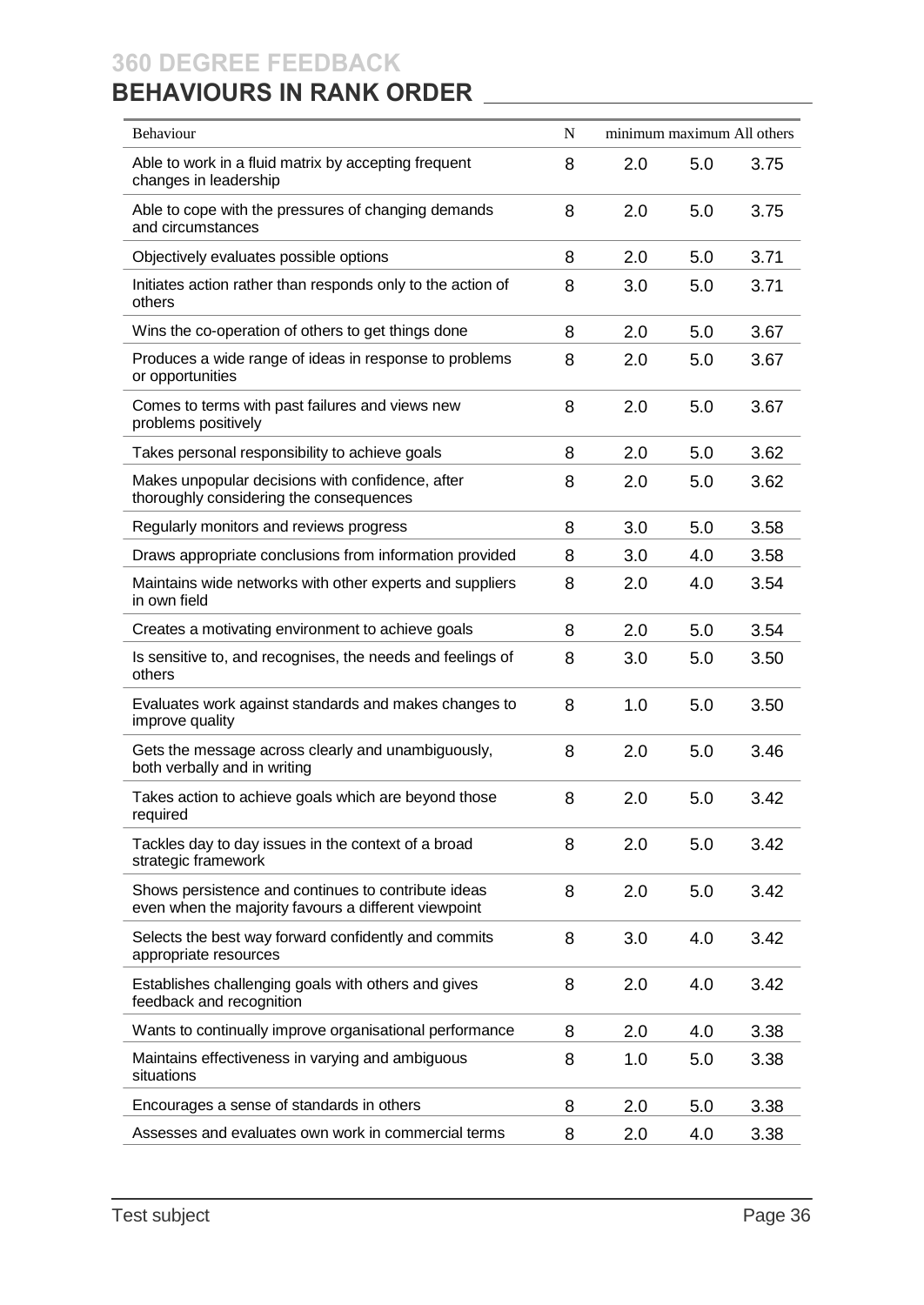# 360 DEGREE FEEDBACK

## BEHAVIOURS IN RANK ORDER

| Behaviour | N | minimum | maximum | All others |
|---|---|---|---|---|
| Able to work in a fluid matrix by accepting frequent changes in leadership | 8 | 2.0 | 5.0 | 3.75 |
| Able to cope with the pressures of changing demands and circumstances | 8 | 2.0 | 5.0 | 3.75 |
| Objectively evaluates possible options | 8 | 2.0 | 5.0 | 3.71 |
| Initiates action rather than responds only to the action of others | 8 | 3.0 | 5.0 | 3.71 |
| Wins the co-operation of others to get things done | 8 | 2.0 | 5.0 | 3.67 |
| Produces a wide range of ideas in response to problems or opportunities | 8 | 2.0 | 5.0 | 3.67 |
| Comes to terms with past failures and views new problems positively | 8 | 2.0 | 5.0 | 3.67 |
| Takes personal responsibility to achieve goals | 8 | 2.0 | 5.0 | 3.62 |
| Makes unpopular decisions with confidence, after thoroughly considering the consequences | 8 | 2.0 | 5.0 | 3.62 |
| Regularly monitors and reviews progress | 8 | 3.0 | 5.0 | 3.58 |
| Draws appropriate conclusions from information provided | 8 | 3.0 | 4.0 | 3.58 |
| Maintains wide networks with other experts and suppliers in own field | 8 | 2.0 | 4.0 | 3.54 |
| Creates a motivating environment to achieve goals | 8 | 2.0 | 5.0 | 3.54 |
| Is sensitive to, and recognises, the needs and feelings of others | 8 | 3.0 | 5.0 | 3.50 |
| Evaluates work against standards and makes changes to improve quality | 8 | 1.0 | 5.0 | 3.50 |
| Gets the message across clearly and unambiguously, both verbally and in writing | 8 | 2.0 | 5.0 | 3.46 |
| Takes action to achieve goals which are beyond those required | 8 | 2.0 | 5.0 | 3.42 |
| Tackles day to day issues in the context of a broad strategic framework | 8 | 2.0 | 5.0 | 3.42 |
| Shows persistence and continues to contribute ideas even when the majority favours a different viewpoint | 8 | 2.0 | 5.0 | 3.42 |
| Selects the best way forward confidently and commits appropriate resources | 8 | 3.0 | 4.0 | 3.42 |
| Establishes challenging goals with others and gives feedback and recognition | 8 | 2.0 | 4.0 | 3.42 |
| Wants to continually improve organisational performance | 8 | 2.0 | 4.0 | 3.38 |
| Maintains effectiveness in varying and ambiguous situations | 8 | 1.0 | 5.0 | 3.38 |
| Encourages a sense of standards in others | 8 | 2.0 | 5.0 | 3.38 |
| Assesses and evaluates own work in commercial terms | 8 | 2.0 | 4.0 | 3.38 |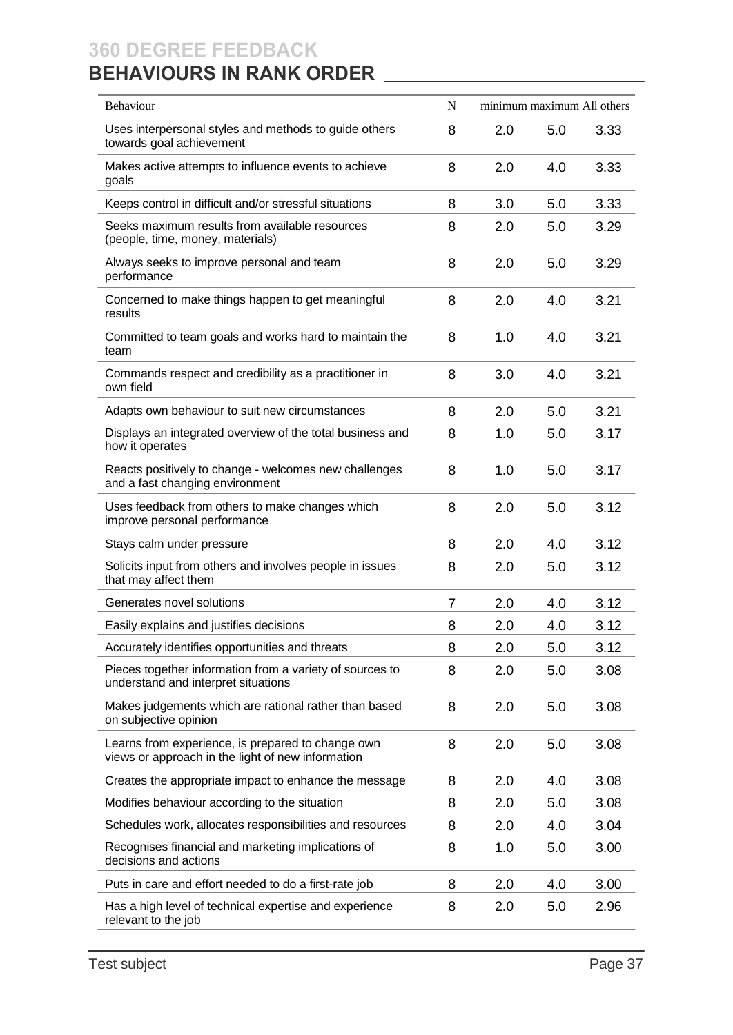# 360 DEGREE FEEDBACK

## BEHAVIOURS IN RANK ORDER

| Behaviour | N | minimum | maximum | All others |
|---|---|---|---|---|
| Uses interpersonal styles and methods to guide others towards goal achievement | 8 | 2.0 | 5.0 | 3.33 |
| Makes active attempts to influence events to achieve goals | 8 | 2.0 | 4.0 | 3.33 |
| Keeps control in difficult and/or stressful situations | 8 | 3.0 | 5.0 | 3.33 |
| Seeks maximum results from available resources (people, time, money, materials) | 8 | 2.0 | 5.0 | 3.29 |
| Always seeks to improve personal and team performance | 8 | 2.0 | 5.0 | 3.29 |
| Concerned to make things happen to get meaningful results | 8 | 2.0 | 4.0 | 3.21 |
| Committed to team goals and works hard to maintain the team | 8 | 1.0 | 4.0 | 3.21 |
| Commands respect and credibility as a practitioner in own field | 8 | 3.0 | 4.0 | 3.21 |
| Adapts own behaviour to suit new circumstances | 8 | 2.0 | 5.0 | 3.21 |
| Displays an integrated overview of the total business and how it operates | 8 | 1.0 | 5.0 | 3.17 |
| Reacts positively to change - welcomes new challenges and a fast changing environment | 8 | 1.0 | 5.0 | 3.17 |
| Uses feedback from others to make changes which improve personal performance | 8 | 2.0 | 5.0 | 3.12 |
| Stays calm under pressure | 8 | 2.0 | 4.0 | 3.12 |
| Solicits input from others and involves people in issues that may affect them | 8 | 2.0 | 5.0 | 3.12 |
| Generates novel solutions | 7 | 2.0 | 4.0 | 3.12 |
| Easily explains and justifies decisions | 8 | 2.0 | 4.0 | 3.12 |
| Accurately identifies opportunities and threats | 8 | 2.0 | 5.0 | 3.12 |
| Pieces together information from a variety of sources to understand and interpret situations | 8 | 2.0 | 5.0 | 3.08 |
| Makes judgements which are rational rather than based on subjective opinion | 8 | 2.0 | 5.0 | 3.08 |
| Learns from experience, is prepared to change own views or approach in the light of new information | 8 | 2.0 | 5.0 | 3.08 |
| Creates the appropriate impact to enhance the message | 8 | 2.0 | 4.0 | 3.08 |
| Modifies behaviour according to the situation | 8 | 2.0 | 5.0 | 3.08 |
| Schedules work, allocates responsibilities and resources | 8 | 2.0 | 4.0 | 3.04 |
| Recognises financial and marketing implications of decisions and actions | 8 | 1.0 | 5.0 | 3.00 |
| Puts in care and effort needed to do a first-rate job | 8 | 2.0 | 4.0 | 3.00 |
| Has a high level of technical expertise and experience relevant to the job | 8 | 2.0 | 5.0 | 2.96 |

Test subject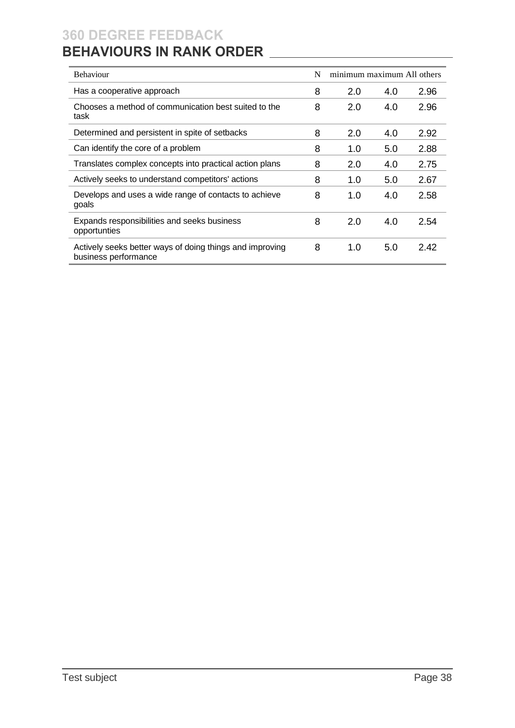# 360 DEGREE FEEDBACK

## BEHAVIOURS IN RANK ORDER

| Behaviour | N | minimum | maximum | All others |
|---|---|---|---|---|
| Has a cooperative approach | 8 | 2.0 | 4.0 | 2.96 |
| Chooses a method of communication best suited to the task | 8 | 2.0 | 4.0 | 2.96 |
| Determined and persistent in spite of setbacks | 8 | 2.0 | 4.0 | 2.92 |
| Can identify the core of a problem | 8 | 1.0 | 5.0 | 2.88 |
| Translates complex concepts into practical action plans | 8 | 2.0 | 4.0 | 2.75 |
| Actively seeks to understand competitors' actions | 8 | 1.0 | 5.0 | 2.67 |
| Develops and uses a wide range of contacts to achieve goals | 8 | 1.0 | 4.0 | 2.58 |
| Expands responsibilities and seeks business opportunties | 8 | 2.0 | 4.0 | 2.54 |
| Actively seeks better ways of doing things and improving business performance | 8 | 1.0 | 5.0 | 2.42 |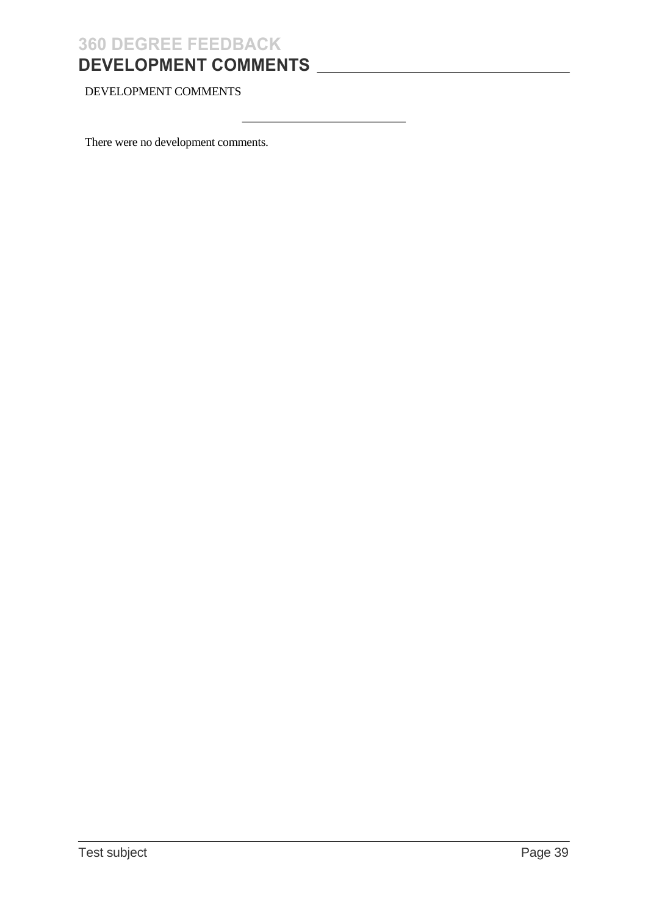# 360 DEGREE FEEDBACK

## DEVELOPMENT COMMENTS

DEVELOPMENT COMMENTS

---

There were no development comments.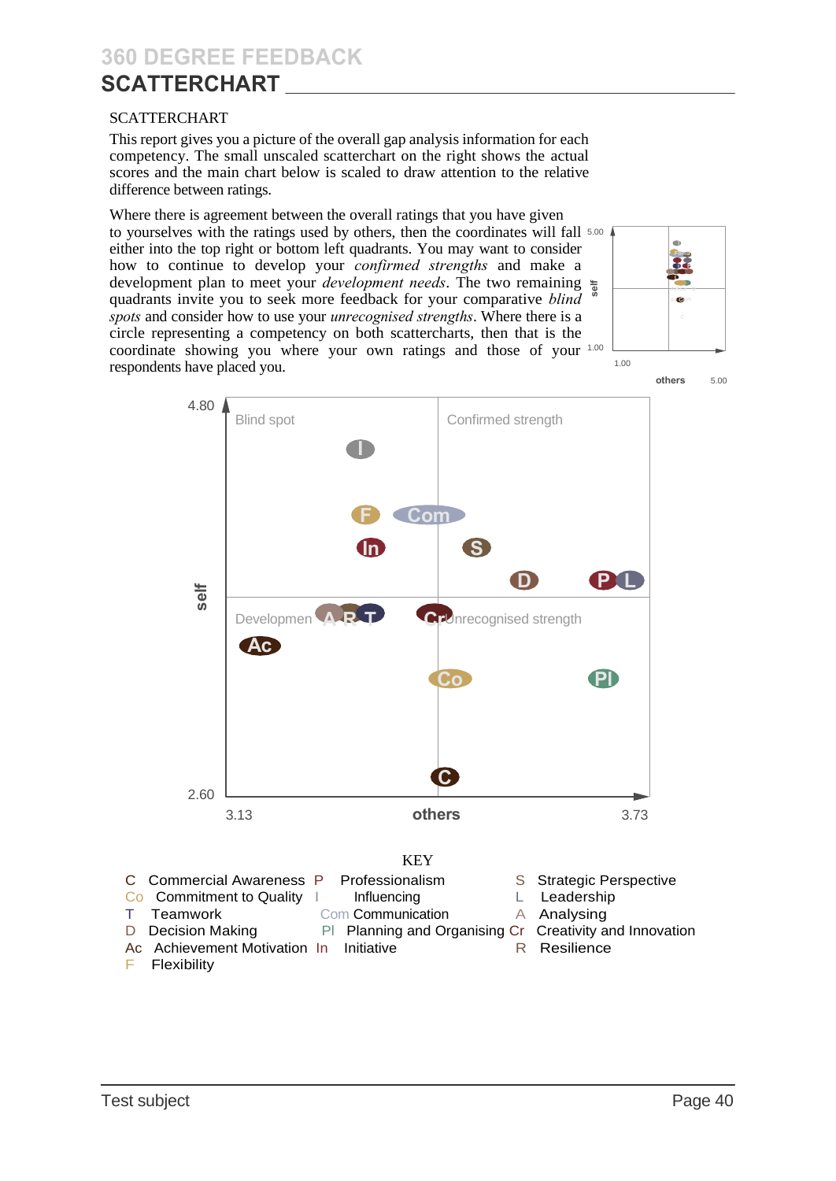# 360 DEGREE FEEDBACK

## SCATTERCHART

SCATTERCHART

This report gives you a picture of the overall gap analysis information for each competency. The small unscaled scatterchart on the right shows the actual scores and the main chart below is scaled to draw attention to the relative difference between ratings.

Where there is agreement between the overall ratings that you have given to yourselves with the ratings used by others, then the coordinates will fall either into the top right or bottom left quadrants. You may want to consider how to continue to develop your *confirmed strengths* and make a development plan to meet your *development needs*. The two remaining quadrants invite you to seek more feedback for your comparative *blind spots* and consider how to use your *unrecognised strengths*. Where there is a circle representing a competency on both scatterchart, then that is the coordinate showing you where your own ratings and those of your respondents have placed you.

5.00
self
1.00
1.00
others
5.00

4.80
self
2.60
3.13
others
3.73
Blind spot
Confirmed strength
Developmen
Unrecognised strength
I
F
Com
In
S
D
P
L
A
R
T
Cr
Ac
Co
Pl
C

KEY

C Commercial Awareness
Co Commitment to Quality
T Teamwork
D Decision Making
Ac Achievement Motivation
F Flexibility
P Professionalism
I Influencing
Com Communication
Pl Planning and Organising
In Initiative
S Strategic Perspective
L Leadership
A Analysing
Cr Creativity and Innovation
R Resilience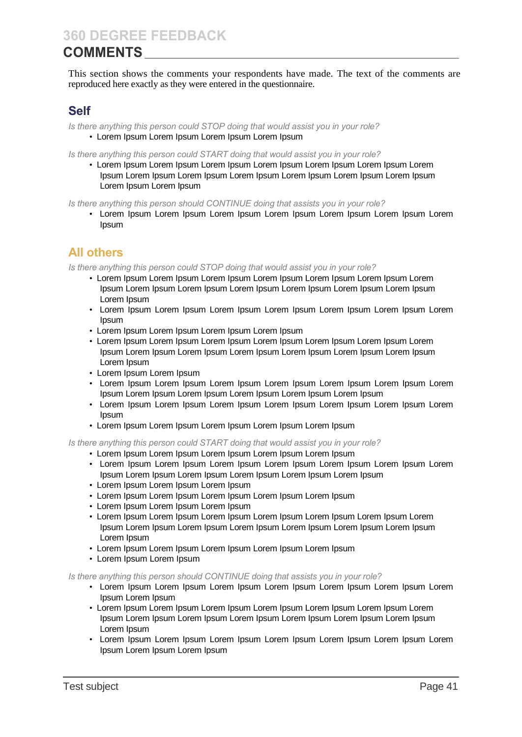# 360 DEGREE FEEDBACK

## COMMENTS

This section shows the comments your respondents have made. The text of the comments are reproduced here exactly as they were entered in the questionnaire.

### Self

*Is there anything this person could STOP doing that would assist you in your role?*

- Lorem Ipsum Lorem Ipsum Lorem Ipsum Lorem Ipsum

*Is there anything this person could START doing that would assist you in your role?*

- Lorem Ipsum Lorem Ipsum Lorem Ipsum Lorem Ipsum Lorem Ipsum Lorem Ipsum Lorem Ipsum Lorem Ipsum Lorem Ipsum Lorem Ipsum Lorem Ipsum Lorem Ipsum Lorem Ipsum Lorem Ipsum Lorem Ipsum

*Is there anything this person should CONTINUE doing that assists you in your role?*

- Lorem Ipsum Lorem Ipsum Lorem Ipsum Lorem Ipsum Lorem Ipsum Lorem Ipsum Lorem Ipsum

### All others

*Is there anything this person could STOP doing that would assist you in your role?*

- Lorem Ipsum Lorem Ipsum Lorem Ipsum Lorem Ipsum Lorem Ipsum Lorem Ipsum Lorem Ipsum Lorem Ipsum Lorem Ipsum Lorem Ipsum Lorem Ipsum Lorem Ipsum Lorem Ipsum Lorem Ipsum Lorem Ipsum
- Lorem Ipsum Lorem Ipsum Lorem Ipsum Lorem Ipsum Lorem Ipsum Lorem Ipsum Lorem Ipsum
- Lorem Ipsum Lorem Ipsum Lorem Ipsum Lorem Ipsum
- Lorem Ipsum Lorem Ipsum Lorem Ipsum Lorem Ipsum Lorem Ipsum Lorem Ipsum Lorem Ipsum Lorem Ipsum Lorem Ipsum Lorem Ipsum Lorem Ipsum Lorem Ipsum Lorem Ipsum Lorem Ipsum Lorem Ipsum
- Lorem Ipsum Lorem Ipsum
- Lorem Ipsum Lorem Ipsum Lorem Ipsum Lorem Ipsum Lorem Ipsum Lorem Ipsum Lorem Ipsum Lorem Ipsum Lorem Ipsum Lorem Ipsum Lorem Ipsum Lorem Ipsum
- Lorem Ipsum Lorem Ipsum Lorem Ipsum Lorem Ipsum Lorem Ipsum Lorem Ipsum Lorem Ipsum
- Lorem Ipsum Lorem Ipsum Lorem Ipsum Lorem Ipsum Lorem Ipsum

*Is there anything this person could START doing that would assist you in your role?*

- Lorem Ipsum Lorem Ipsum Lorem Ipsum Lorem Ipsum Lorem Ipsum
- Lorem Ipsum Lorem Ipsum Lorem Ipsum Lorem Ipsum Lorem Ipsum Lorem Ipsum Lorem Ipsum Lorem Ipsum Lorem Ipsum Lorem Ipsum Lorem Ipsum Lorem Ipsum
- Lorem Ipsum Lorem Ipsum Lorem Ipsum
- Lorem Ipsum Lorem Ipsum Lorem Ipsum Lorem Ipsum Lorem Ipsum
- Lorem Ipsum Lorem Ipsum Lorem Ipsum
- Lorem Ipsum Lorem Ipsum Lorem Ipsum Lorem Ipsum Lorem Ipsum Lorem Ipsum Lorem Ipsum Lorem Ipsum Lorem Ipsum Lorem Ipsum Lorem Ipsum Lorem Ipsum Lorem Ipsum Lorem Ipsum Lorem Ipsum
- Lorem Ipsum Lorem Ipsum Lorem Ipsum Lorem Ipsum Lorem Ipsum
- Lorem Ipsum Lorem Ipsum

*Is there anything this person should CONTINUE doing that assists you in your role?*

- Lorem Ipsum Lorem Ipsum Lorem Ipsum Lorem Ipsum Lorem Ipsum Lorem Ipsum Lorem Ipsum Lorem Ipsum
- Lorem Ipsum Lorem Ipsum Lorem Ipsum Lorem Ipsum Lorem Ipsum Lorem Ipsum Lorem Ipsum Lorem Ipsum Lorem Ipsum Lorem Ipsum Lorem Ipsum Lorem Ipsum Lorem Ipsum Lorem Ipsum Lorem Ipsum
- Lorem Ipsum Lorem Ipsum Lorem Ipsum Lorem Ipsum Lorem Ipsum Lorem Ipsum Lorem Ipsum Lorem Ipsum Lorem Ipsum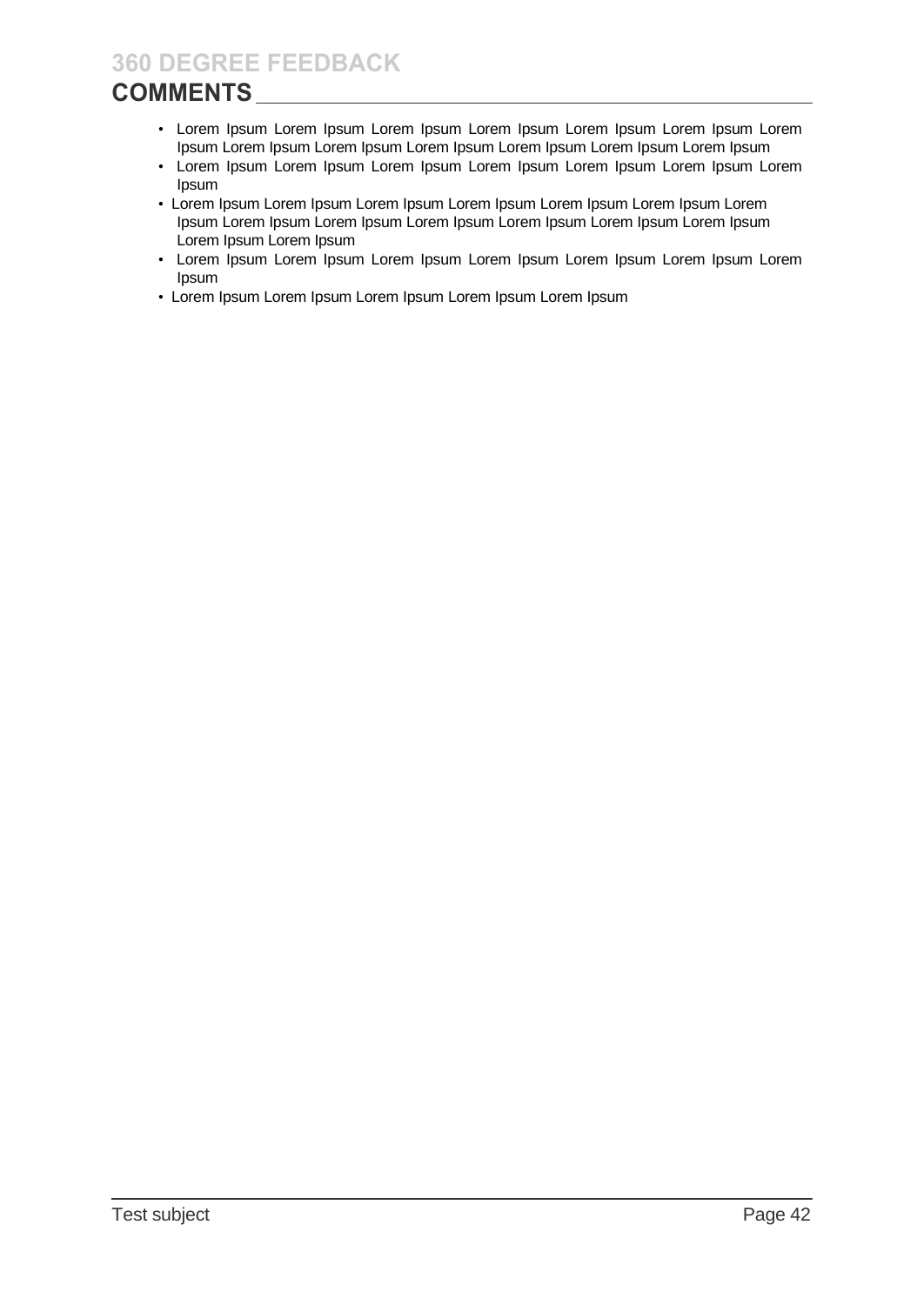## 360 DEGREE FEEDBACK

## COMMENTS

- Lorem Ipsum Lorem Ipsum Lorem Ipsum Lorem Ipsum Lorem Ipsum Lorem Ipsum Lorem Ipsum Lorem Ipsum Lorem Ipsum Lorem Ipsum Lorem Ipsum Lorem Ipsum Lorem Ipsum
- Lorem Ipsum Lorem Ipsum Lorem Ipsum Lorem Ipsum Lorem Ipsum Lorem Ipsum Lorem Ipsum
- Lorem Ipsum Lorem Ipsum Lorem Ipsum Lorem Ipsum Lorem Ipsum Lorem Ipsum Lorem Ipsum Lorem Ipsum Lorem Ipsum Lorem Ipsum Lorem Ipsum Lorem Ipsum Lorem Ipsum Lorem Ipsum Lorem Ipsum
- Lorem Ipsum Lorem Ipsum Lorem Ipsum Lorem Ipsum Lorem Ipsum Lorem Ipsum Lorem Ipsum
- Lorem Ipsum Lorem Ipsum Lorem Ipsum Lorem Ipsum Lorem Ipsum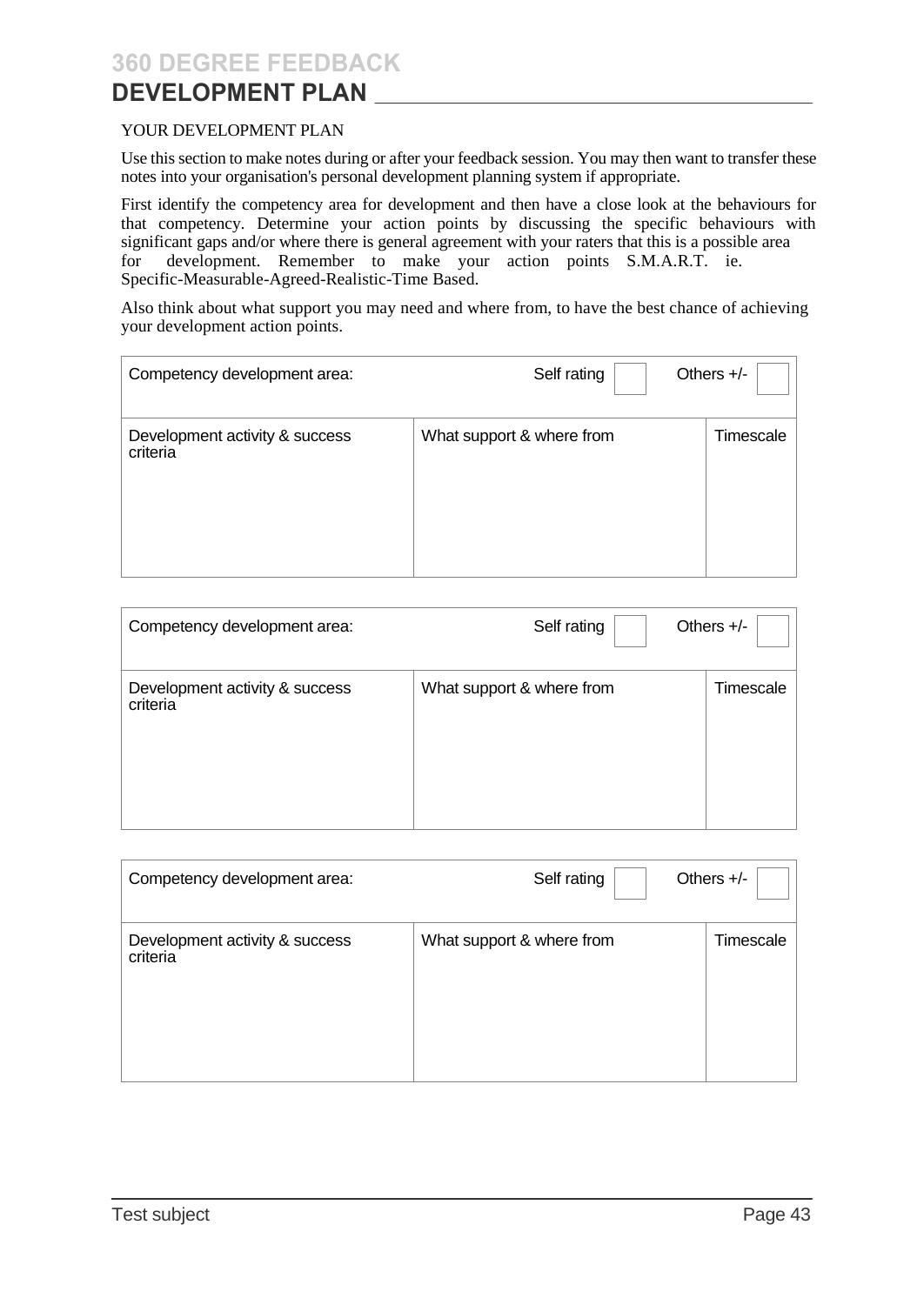# 360 DEGREE FEEDBACK

## DEVELOPMENT PLAN

YOUR DEVELOPMENT PLAN

Use this section to make notes during or after your feedback session. You may then want to transfer these notes into your organisation's personal development planning system if appropriate.

First identify the competency area for development and then have a close look at the behaviours for that competency. Determine your action points by discussing the specific behaviours with significant gaps and/or where there is general agreement with your raters that this is a possible area for development. Remember to make your action points S.M.A.R.T. ie. Specific-Measurable-Agreed-Realistic-Time Based.

Also think about what support you may need and where from, to have the best chance of achieving your development action points.

| Competency development area: | Self rating | Others +/- |
|---|---|---|
| Development activity & success criteria | What support & where from | Timescale |
| | | |

| Competency development area: | Self rating | Others +/- |
|---|---|---|
| Development activity & success criteria | What support & where from | Timescale |
| | | |

| Competency development area: | Self rating | Others +/- |
|---|---|---|
| Development activity & success criteria | What support & where from | Timescale |
| | | |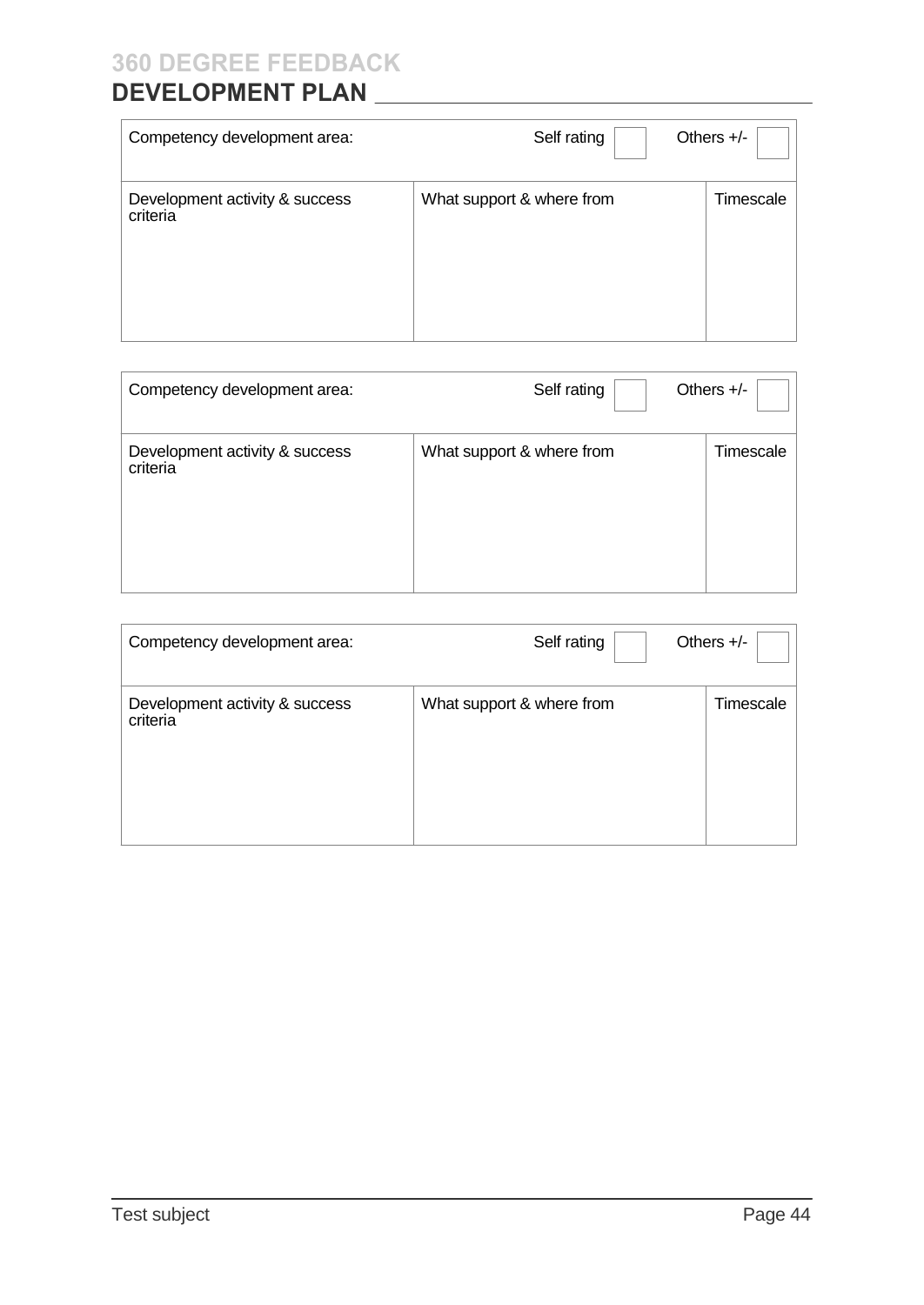# 360 DEGREE FEEDBACK

## DEVELOPMENT PLAN

| Competency development area: | Self rating | Others +/- |
|---|---|---|
| Development activity & success criteria | What support & where from | Timescale |
| | | |

| Competency development area: | Self rating | Others +/- |
|---|---|---|
| Development activity & success criteria | What support & where from | Timescale |
| | | |

| Competency development area: | Self rating | Others +/- |
|---|---|---|
| Development activity & success criteria | What support & where from | Timescale |
| | | |

Test subject